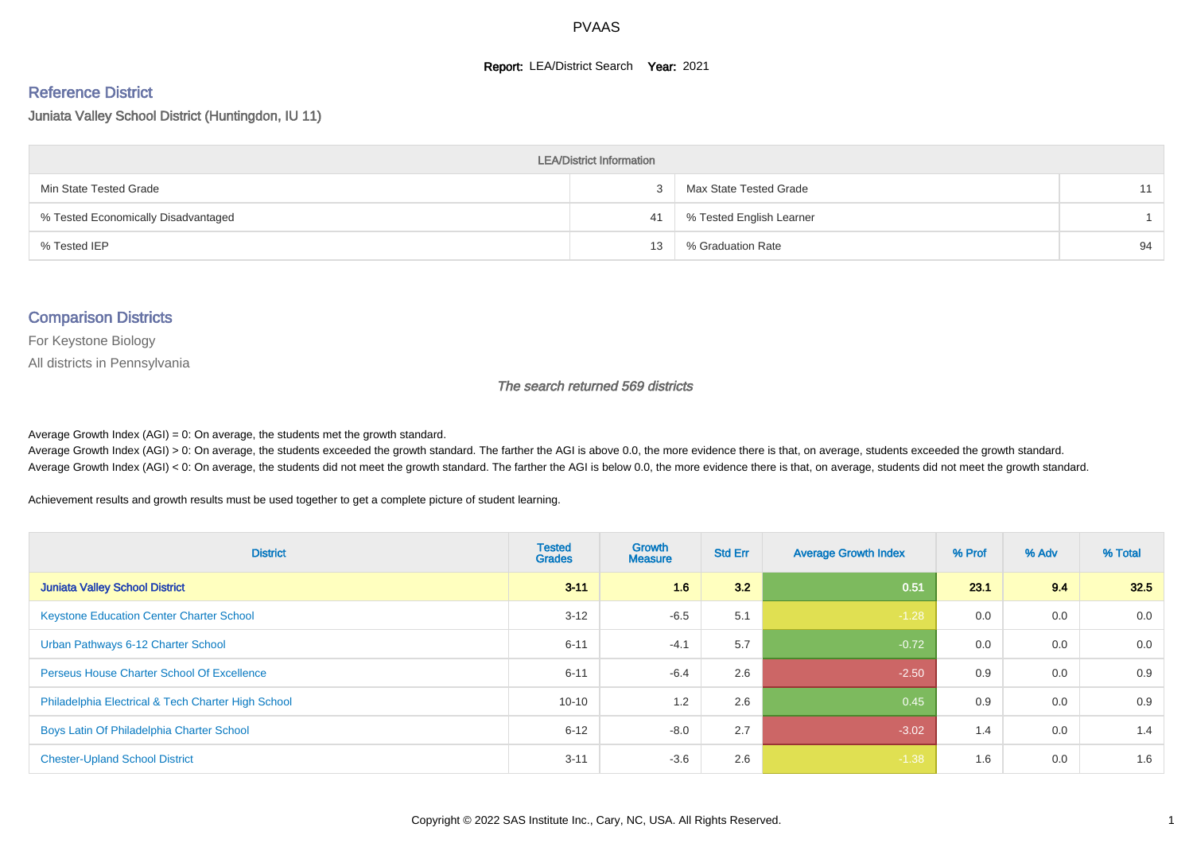PVAAS

**Report:** LEA/District Search **Year:** 2021

## Reference District

Juniata Valley School District (Huntingdon, IU 11)

| LEA/District Information | | | |
|---|---|---|---|
| Min State Tested Grade | 3 | Max State Tested Grade | 11 |
| % Tested Economically Disadvantaged | 41 | % Tested English Learner | 1 |
| % Tested IEP | 13 | % Graduation Rate | 94 |

## Comparison Districts

For Keystone Biology

All districts in Pennsylvania

*The search returned 569 districts*

Average Growth Index (AGI) = 0: On average, the students met the growth standard.
Average Growth Index (AGI) > 0: On average, the students exceeded the growth standard. The farther the AGI is above 0.0, the more evidence there is that, on average, students exceeded the growth standard.
Average Growth Index (AGI) < 0: On average, the students did not meet the growth standard. The farther the AGI is below 0.0, the more evidence there is that, on average, students did not meet the growth standard.

Achievement results and growth results must be used together to get a complete picture of student learning.

| District | Tested Grades | Growth Measure | Std Err | Average Growth Index | % Prof | % Adv | % Total |
|---|---|---|---|---|---|---|---|
| **Juniata Valley School District** | **3-11** | **1.6** | **3.2** | **0.51** | **23.1** | **9.4** | **32.5** |
| Keystone Education Center Charter School | 3-12 | -6.5 | 5.1 | -1.28 | 0.0 | 0.0 | 0.0 |
| Urban Pathways 6-12 Charter School | 6-11 | -4.1 | 5.7 | -0.72 | 0.0 | 0.0 | 0.0 |
| Perseus House Charter School Of Excellence | 6-11 | -6.4 | 2.6 | -2.50 | 0.9 | 0.0 | 0.9 |
| Philadelphia Electrical & Tech Charter High School | 10-10 | 1.2 | 2.6 | 0.45 | 0.9 | 0.0 | 0.9 |
| Boys Latin Of Philadelphia Charter School | 6-12 | -8.0 | 2.7 | -3.02 | 1.4 | 0.0 | 1.4 |
| Chester-Upland School District | 3-11 | -3.6 | 2.6 | -1.38 | 1.6 | 0.0 | 1.6 |

Copyright © 2022 SAS Institute Inc., Cary, NC, USA. All Rights Reserved.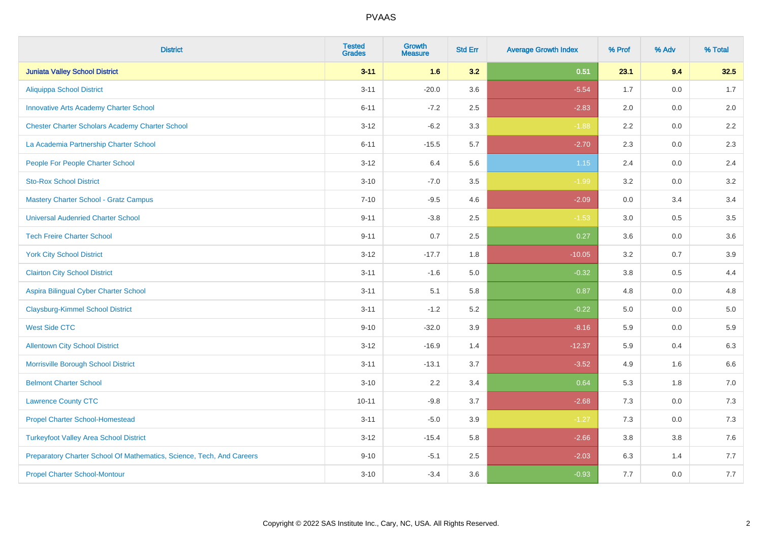PVAAS

| District | Tested Grades | Growth Measure | Std Err | Average Growth Index | % Prof | % Adv | % Total |
|---|---|---|---|---|---|---|---|
| **Juniata Valley School District** | **3-11** | **1.6** | **3.2** | **0.51** | **23.1** | **9.4** | **32.5** |
| Aliquippa School District | 3-11 | -20.0 | 3.6 | -5.54 | 1.7 | 0.0 | 1.7 |
| Innovative Arts Academy Charter School | 6-11 | -7.2 | 2.5 | -2.83 | 2.0 | 0.0 | 2.0 |
| Chester Charter Scholars Academy Charter School | 3-12 | -6.2 | 3.3 | -1.88 | 2.2 | 0.0 | 2.2 |
| La Academia Partnership Charter School | 6-11 | -15.5 | 5.7 | -2.70 | 2.3 | 0.0 | 2.3 |
| People For People Charter School | 3-12 | 6.4 | 5.6 | 1.15 | 2.4 | 0.0 | 2.4 |
| Sto-Rox School District | 3-10 | -7.0 | 3.5 | -1.99 | 3.2 | 0.0 | 3.2 |
| Mastery Charter School - Gratz Campus | 7-10 | -9.5 | 4.6 | -2.09 | 0.0 | 3.4 | 3.4 |
| Universal Audenried Charter School | 9-11 | -3.8 | 2.5 | -1.53 | 3.0 | 0.5 | 3.5 |
| Tech Freire Charter School | 9-11 | 0.7 | 2.5 | 0.27 | 3.6 | 0.0 | 3.6 |
| York City School District | 3-12 | -17.7 | 1.8 | -10.05 | 3.2 | 0.7 | 3.9 |
| Clairton City School District | 3-11 | -1.6 | 5.0 | -0.32 | 3.8 | 0.5 | 4.4 |
| Aspira Bilingual Cyber Charter School | 3-11 | 5.1 | 5.8 | 0.87 | 4.8 | 0.0 | 4.8 |
| Claysburg-Kimmel School District | 3-11 | -1.2 | 5.2 | -0.22 | 5.0 | 0.0 | 5.0 |
| West Side CTC | 9-10 | -32.0 | 3.9 | -8.16 | 5.9 | 0.0 | 5.9 |
| Allentown City School District | 3-12 | -16.9 | 1.4 | -12.37 | 5.9 | 0.4 | 6.3 |
| Morrisville Borough School District | 3-11 | -13.1 | 3.7 | -3.52 | 4.9 | 1.6 | 6.6 |
| Belmont Charter School | 3-10 | 2.2 | 3.4 | 0.64 | 5.3 | 1.8 | 7.0 |
| Lawrence County CTC | 10-11 | -9.8 | 3.7 | -2.68 | 7.3 | 0.0 | 7.3 |
| Propel Charter School-Homestead | 3-11 | -5.0 | 3.9 | -1.27 | 7.3 | 0.0 | 7.3 |
| Turkeyfoot Valley Area School District | 3-12 | -15.4 | 5.8 | -2.66 | 3.8 | 3.8 | 7.6 |
| Preparatory Charter School Of Mathematics, Science, Tech, And Careers | 9-10 | -5.1 | 2.5 | -2.03 | 6.3 | 1.4 | 7.7 |
| Propel Charter School-Montour | 3-10 | -3.4 | 3.6 | -0.93 | 7.7 | 0.0 | 7.7 |

Copyright © 2022 SAS Institute Inc., Cary, NC, USA. All Rights Reserved.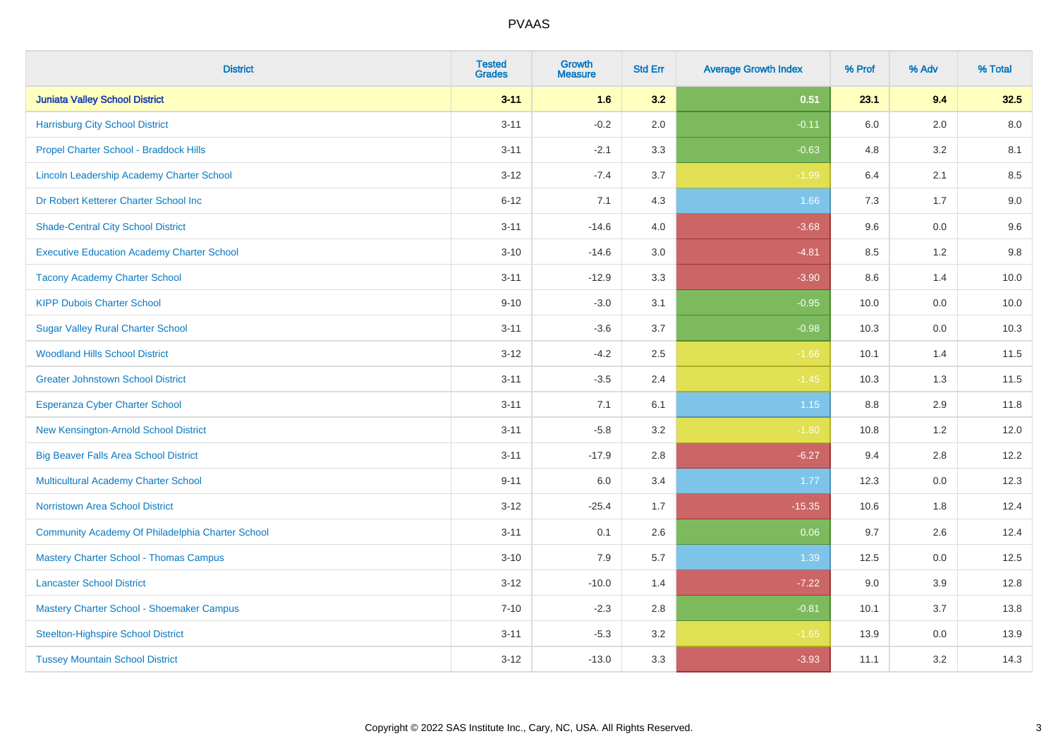# PVAAS

| District | Tested Grades | Growth Measure | Std Err | Average Growth Index | % Prof | % Adv | % Total |
|---|---|---|---|---|---|---|---|
| **Juniata Valley School District** | **3-11** | **1.6** | **3.2** | **0.51** | **23.1** | **9.4** | **32.5** |
| Harrisburg City School District | 3-11 | -0.2 | 2.0 | -0.11 | 6.0 | 2.0 | 8.0 |
| Propel Charter School - Braddock Hills | 3-11 | -2.1 | 3.3 | -0.63 | 4.8 | 3.2 | 8.1 |
| Lincoln Leadership Academy Charter School | 3-12 | -7.4 | 3.7 | -1.99 | 6.4 | 2.1 | 8.5 |
| Dr Robert Ketterer Charter School Inc | 6-12 | 7.1 | 4.3 | 1.66 | 7.3 | 1.7 | 9.0 |
| Shade-Central City School District | 3-11 | -14.6 | 4.0 | -3.68 | 9.6 | 0.0 | 9.6 |
| Executive Education Academy Charter School | 3-10 | -14.6 | 3.0 | -4.81 | 8.5 | 1.2 | 9.8 |
| Tacony Academy Charter School | 3-11 | -12.9 | 3.3 | -3.90 | 8.6 | 1.4 | 10.0 |
| KIPP Dubois Charter School | 9-10 | -3.0 | 3.1 | -0.95 | 10.0 | 0.0 | 10.0 |
| Sugar Valley Rural Charter School | 3-11 | -3.6 | 3.7 | -0.98 | 10.3 | 0.0 | 10.3 |
| Woodland Hills School District | 3-12 | -4.2 | 2.5 | -1.66 | 10.1 | 1.4 | 11.5 |
| Greater Johnstown School District | 3-11 | -3.5 | 2.4 | -1.45 | 10.3 | 1.3 | 11.5 |
| Esperanza Cyber Charter School | 3-11 | 7.1 | 6.1 | 1.15 | 8.8 | 2.9 | 11.8 |
| New Kensington-Arnold School District | 3-11 | -5.8 | 3.2 | -1.80 | 10.8 | 1.2 | 12.0 |
| Big Beaver Falls Area School District | 3-11 | -17.9 | 2.8 | -6.27 | 9.4 | 2.8 | 12.2 |
| Multicultural Academy Charter School | 9-11 | 6.0 | 3.4 | 1.77 | 12.3 | 0.0 | 12.3 |
| Norristown Area School District | 3-12 | -25.4 | 1.7 | -15.35 | 10.6 | 1.8 | 12.4 |
| Community Academy Of Philadelphia Charter School | 3-11 | 0.1 | 2.6 | 0.06 | 9.7 | 2.6 | 12.4 |
| Mastery Charter School - Thomas Campus | 3-10 | 7.9 | 5.7 | 1.39 | 12.5 | 0.0 | 12.5 |
| Lancaster School District | 3-12 | -10.0 | 1.4 | -7.22 | 9.0 | 3.9 | 12.8 |
| Mastery Charter School - Shoemaker Campus | 7-10 | -2.3 | 2.8 | -0.81 | 10.1 | 3.7 | 13.8 |
| Steelton-Highspire School District | 3-11 | -5.3 | 3.2 | -1.65 | 13.9 | 0.0 | 13.9 |
| Tussey Mountain School District | 3-12 | -13.0 | 3.3 | -3.93 | 11.1 | 3.2 | 14.3 |

Copyright © 2022 SAS Institute Inc., Cary, NC, USA. All Rights Reserved.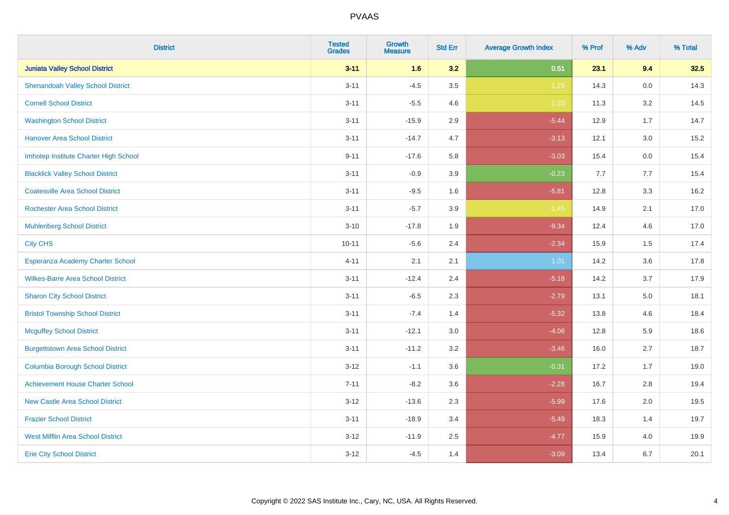# PVAAS

| District | Tested Grades | Growth Measure | Std Err | Average Growth Index | % Prof | % Adv | % Total |
|---|---|---|---|---|---|---|---|
| **Juniata Valley School District** | **3-11** | **1.6** | **3.2** | **0.51** | **23.1** | **9.4** | **32.5** |
| Shenandoah Valley School District | 3-11 | -4.5 | 3.5 | -1.29 | 14.3 | 0.0 | 14.3 |
| Cornell School District | 3-11 | -5.5 | 4.6 | -1.20 | 11.3 | 3.2 | 14.5 |
| Washington School District | 3-11 | -15.9 | 2.9 | -5.44 | 12.9 | 1.7 | 14.7 |
| Hanover Area School District | 3-11 | -14.7 | 4.7 | -3.13 | 12.1 | 3.0 | 15.2 |
| Imhotep Institute Charter High School | 9-11 | -17.6 | 5.8 | -3.03 | 15.4 | 0.0 | 15.4 |
| Blacklick Valley School District | 3-11 | -0.9 | 3.9 | -0.23 | 7.7 | 7.7 | 15.4 |
| Coatesville Area School District | 3-11 | -9.5 | 1.6 | -5.81 | 12.8 | 3.3 | 16.2 |
| Rochester Area School District | 3-11 | -5.7 | 3.9 | -1.45 | 14.9 | 2.1 | 17.0 |
| Muhlenberg School District | 3-10 | -17.8 | 1.9 | -9.34 | 12.4 | 4.6 | 17.0 |
| City CHS | 10-11 | -5.6 | 2.4 | -2.34 | 15.9 | 1.5 | 17.4 |
| Esperanza Academy Charter School | 4-11 | 2.1 | 2.1 | 1.01 | 14.2 | 3.6 | 17.8 |
| Wilkes-Barre Area School District | 3-11 | -12.4 | 2.4 | -5.18 | 14.2 | 3.7 | 17.9 |
| Sharon City School District | 3-11 | -6.5 | 2.3 | -2.79 | 13.1 | 5.0 | 18.1 |
| Bristol Township School District | 3-11 | -7.4 | 1.4 | -5.32 | 13.8 | 4.6 | 18.4 |
| Mcguffey School District | 3-11 | -12.1 | 3.0 | -4.06 | 12.8 | 5.9 | 18.6 |
| Burgettstown Area School District | 3-11 | -11.2 | 3.2 | -3.46 | 16.0 | 2.7 | 18.7 |
| Columbia Borough School District | 3-12 | -1.1 | 3.6 | -0.31 | 17.2 | 1.7 | 19.0 |
| Achievement House Charter School | 7-11 | -8.2 | 3.6 | -2.28 | 16.7 | 2.8 | 19.4 |
| New Castle Area School District | 3-12 | -13.6 | 2.3 | -5.99 | 17.6 | 2.0 | 19.5 |
| Frazier School District | 3-11 | -18.9 | 3.4 | -5.49 | 18.3 | 1.4 | 19.7 |
| West Mifflin Area School District | 3-12 | -11.9 | 2.5 | -4.77 | 15.9 | 4.0 | 19.9 |
| Erie City School District | 3-12 | -4.5 | 1.4 | -3.09 | 13.4 | 6.7 | 20.1 |

Copyright © 2022 SAS Institute Inc., Cary, NC, USA. All Rights Reserved.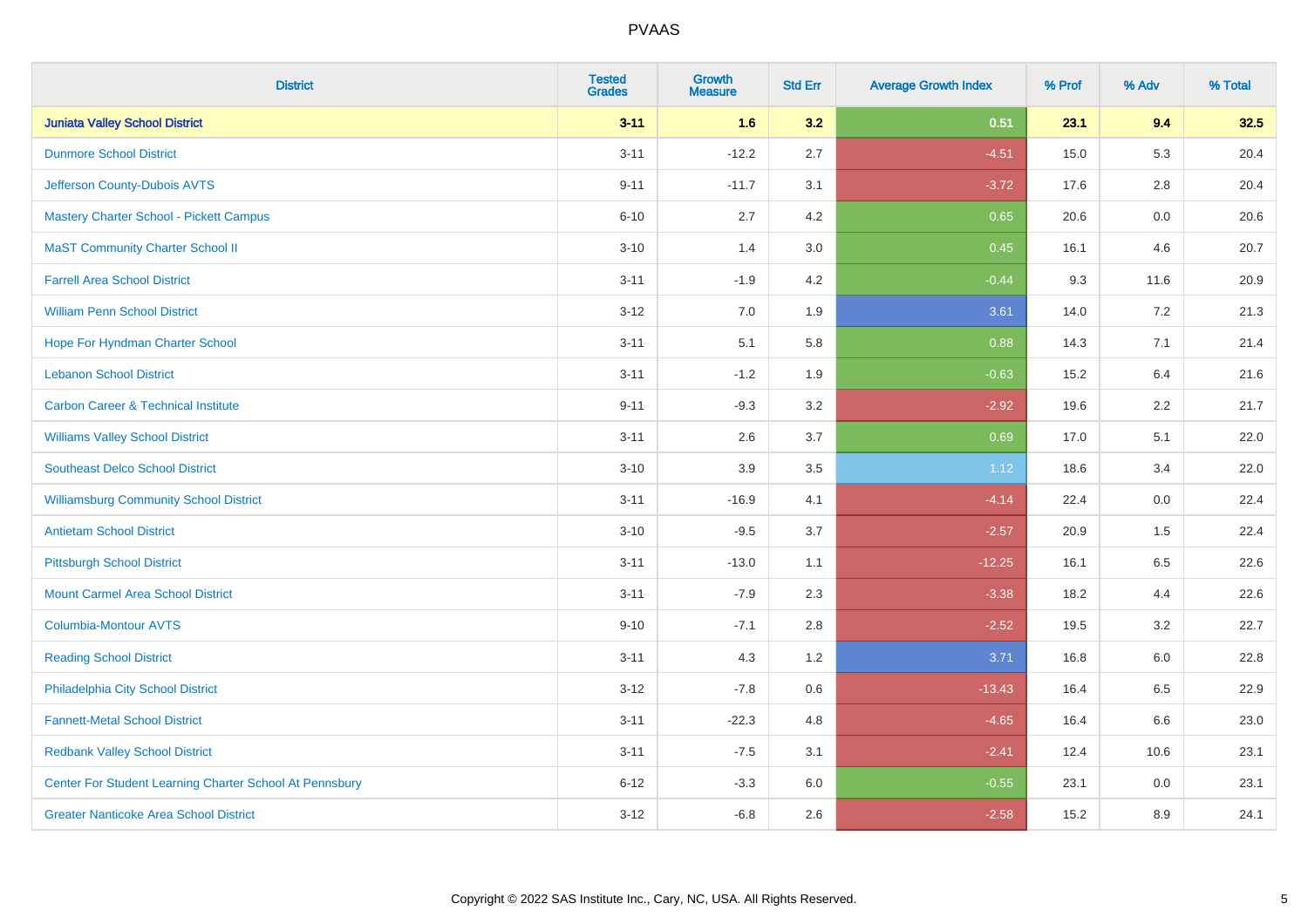# PVAAS

| District | Tested Grades | Growth Measure | Std Err | Average Growth Index | % Prof | % Adv | % Total |
|---|---|---|---|---|---|---|---|
| **Juniata Valley School District** | **3-11** | **1.6** | **3.2** | **0.51** | **23.1** | **9.4** | **32.5** |
| Dunmore School District | 3-11 | -12.2 | 2.7 | -4.51 | 15.0 | 5.3 | 20.4 |
| Jefferson County-Dubois AVTS | 9-11 | -11.7 | 3.1 | -3.72 | 17.6 | 2.8 | 20.4 |
| Mastery Charter School - Pickett Campus | 6-10 | 2.7 | 4.2 | 0.65 | 20.6 | 0.0 | 20.6 |
| MaST Community Charter School II | 3-10 | 1.4 | 3.0 | 0.45 | 16.1 | 4.6 | 20.7 |
| Farrell Area School District | 3-11 | -1.9 | 4.2 | -0.44 | 9.3 | 11.6 | 20.9 |
| William Penn School District | 3-12 | 7.0 | 1.9 | 3.61 | 14.0 | 7.2 | 21.3 |
| Hope For Hyndman Charter School | 3-11 | 5.1 | 5.8 | 0.88 | 14.3 | 7.1 | 21.4 |
| Lebanon School District | 3-11 | -1.2 | 1.9 | -0.63 | 15.2 | 6.4 | 21.6 |
| Carbon Career & Technical Institute | 9-11 | -9.3 | 3.2 | -2.92 | 19.6 | 2.2 | 21.7 |
| Williams Valley School District | 3-11 | 2.6 | 3.7 | 0.69 | 17.0 | 5.1 | 22.0 |
| Southeast Delco School District | 3-10 | 3.9 | 3.5 | 1.12 | 18.6 | 3.4 | 22.0 |
| Williamsburg Community School District | 3-11 | -16.9 | 4.1 | -4.14 | 22.4 | 0.0 | 22.4 |
| Antietam School District | 3-10 | -9.5 | 3.7 | -2.57 | 20.9 | 1.5 | 22.4 |
| Pittsburgh School District | 3-11 | -13.0 | 1.1 | -12.25 | 16.1 | 6.5 | 22.6 |
| Mount Carmel Area School District | 3-11 | -7.9 | 2.3 | -3.38 | 18.2 | 4.4 | 22.6 |
| Columbia-Montour AVTS | 9-10 | -7.1 | 2.8 | -2.52 | 19.5 | 3.2 | 22.7 |
| Reading School District | 3-11 | 4.3 | 1.2 | 3.71 | 16.8 | 6.0 | 22.8 |
| Philadelphia City School District | 3-12 | -7.8 | 0.6 | -13.43 | 16.4 | 6.5 | 22.9 |
| Fannett-Metal School District | 3-11 | -22.3 | 4.8 | -4.65 | 16.4 | 6.6 | 23.0 |
| Redbank Valley School District | 3-11 | -7.5 | 3.1 | -2.41 | 12.4 | 10.6 | 23.1 |
| Center For Student Learning Charter School At Pennsbury | 6-12 | -3.3 | 6.0 | -0.55 | 23.1 | 0.0 | 23.1 |
| Greater Nanticoke Area School District | 3-12 | -6.8 | 2.6 | -2.58 | 15.2 | 8.9 | 24.1 |

Copyright © 2022 SAS Institute Inc., Cary, NC, USA. All Rights Reserved.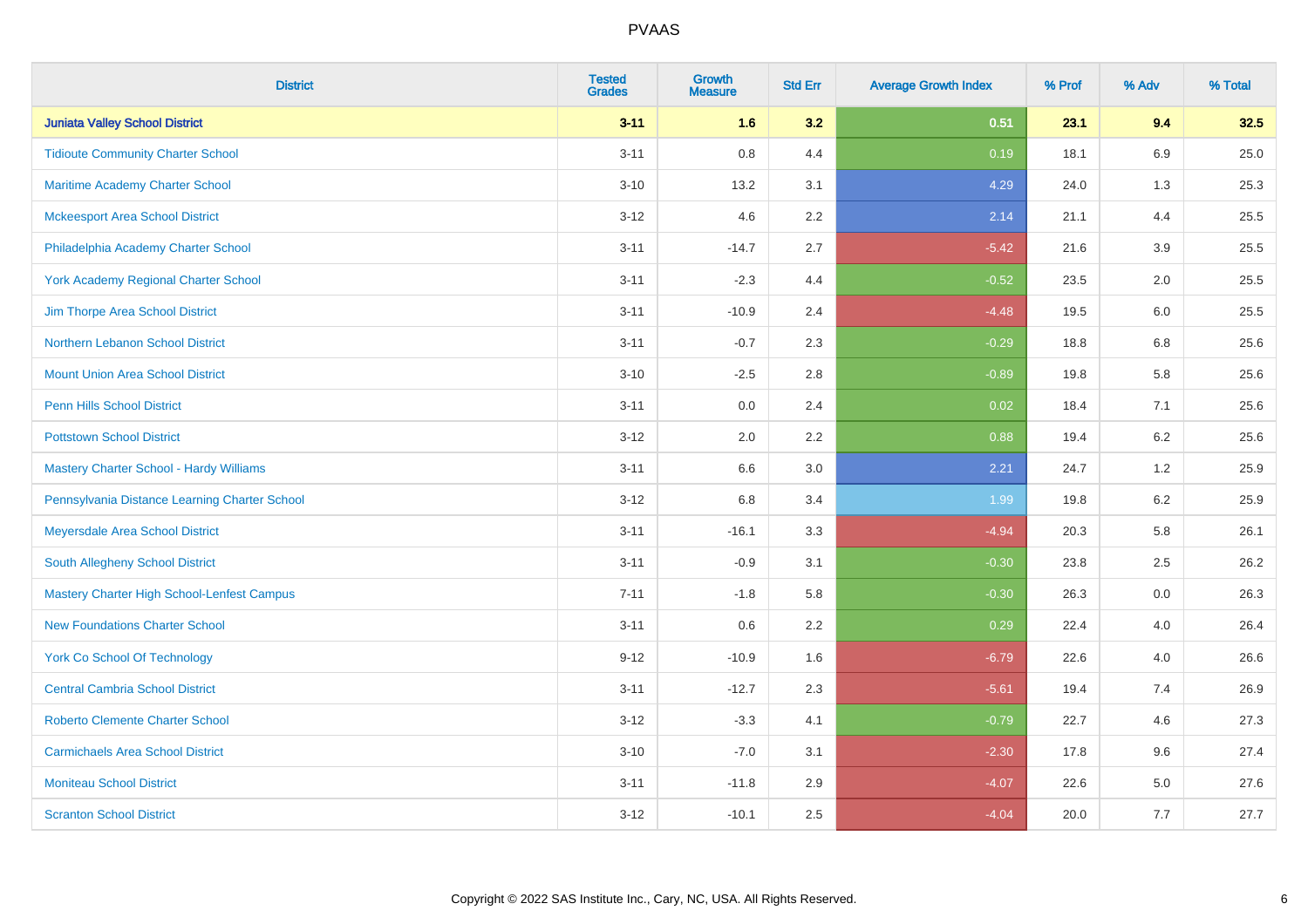| District | Tested Grades | Growth Measure | Std Err | Average Growth Index | % Prof | % Adv | % Total |
|---|---|---|---|---|---|---|---|
| **Juniata Valley School District** | **3-11** | **1.6** | **3.2** | **0.51** | **23.1** | **9.4** | **32.5** |
| Tidioute Community Charter School | 3-11 | 0.8 | 4.4 | 0.19 | 18.1 | 6.9 | 25.0 |
| Maritime Academy Charter School | 3-10 | 13.2 | 3.1 | 4.29 | 24.0 | 1.3 | 25.3 |
| Mckeesport Area School District | 3-12 | 4.6 | 2.2 | 2.14 | 21.1 | 4.4 | 25.5 |
| Philadelphia Academy Charter School | 3-11 | -14.7 | 2.7 | -5.42 | 21.6 | 3.9 | 25.5 |
| York Academy Regional Charter School | 3-11 | -2.3 | 4.4 | -0.52 | 23.5 | 2.0 | 25.5 |
| Jim Thorpe Area School District | 3-11 | -10.9 | 2.4 | -4.48 | 19.5 | 6.0 | 25.5 |
| Northern Lebanon School District | 3-11 | -0.7 | 2.3 | -0.29 | 18.8 | 6.8 | 25.6 |
| Mount Union Area School District | 3-10 | -2.5 | 2.8 | -0.89 | 19.8 | 5.8 | 25.6 |
| Penn Hills School District | 3-11 | 0.0 | 2.4 | 0.02 | 18.4 | 7.1 | 25.6 |
| Pottstown School District | 3-12 | 2.0 | 2.2 | 0.88 | 19.4 | 6.2 | 25.6 |
| Mastery Charter School - Hardy Williams | 3-11 | 6.6 | 3.0 | 2.21 | 24.7 | 1.2 | 25.9 |
| Pennsylvania Distance Learning Charter School | 3-12 | 6.8 | 3.4 | 1.99 | 19.8 | 6.2 | 25.9 |
| Meyersdale Area School District | 3-11 | -16.1 | 3.3 | -4.94 | 20.3 | 5.8 | 26.1 |
| South Allegheny School District | 3-11 | -0.9 | 3.1 | -0.30 | 23.8 | 2.5 | 26.2 |
| Mastery Charter High School-Lenfest Campus | 7-11 | -1.8 | 5.8 | -0.30 | 26.3 | 0.0 | 26.3 |
| New Foundations Charter School | 3-11 | 0.6 | 2.2 | 0.29 | 22.4 | 4.0 | 26.4 |
| York Co School Of Technology | 9-12 | -10.9 | 1.6 | -6.79 | 22.6 | 4.0 | 26.6 |
| Central Cambria School District | 3-11 | -12.7 | 2.3 | -5.61 | 19.4 | 7.4 | 26.9 |
| Roberto Clemente Charter School | 3-12 | -3.3 | 4.1 | -0.79 | 22.7 | 4.6 | 27.3 |
| Carmichaels Area School District | 3-10 | -7.0 | 3.1 | -2.30 | 17.8 | 9.6 | 27.4 |
| Moniteau School District | 3-11 | -11.8 | 2.9 | -4.07 | 22.6 | 5.0 | 27.6 |
| Scranton School District | 3-12 | -10.1 | 2.5 | -4.04 | 20.0 | 7.7 | 27.7 |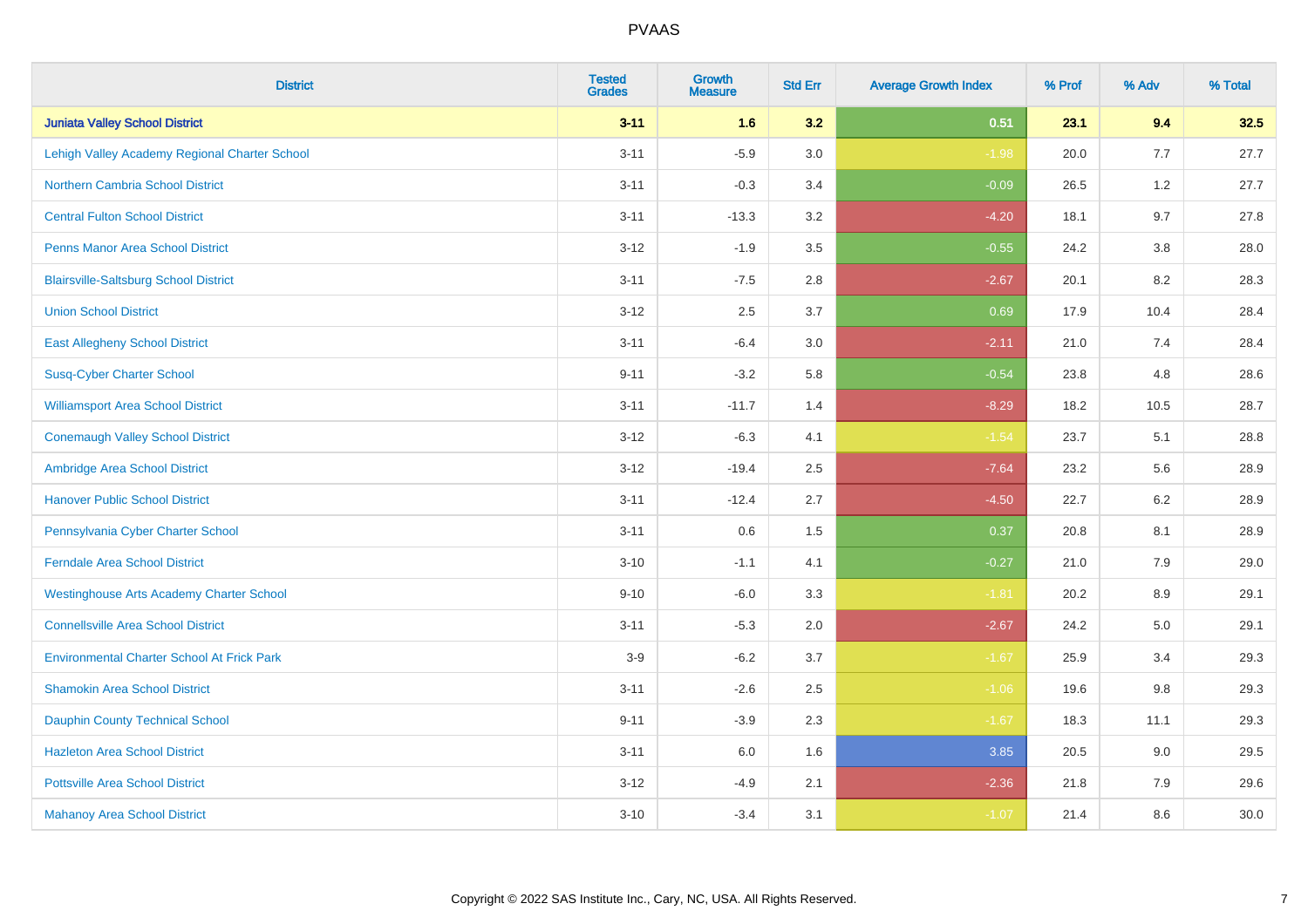# PVAAS

| District | Tested Grades | Growth Measure | Std Err | Average Growth Index | % Prof | % Adv | % Total |
|---|---|---|---|---|---|---|---|
| **Juniata Valley School District** | **3-11** | **1.6** | **3.2** | **0.51** | **23.1** | **9.4** | **32.5** |
| Lehigh Valley Academy Regional Charter School | 3-11 | -5.9 | 3.0 | -1.98 | 20.0 | 7.7 | 27.7 |
| Northern Cambria School District | 3-11 | -0.3 | 3.4 | -0.09 | 26.5 | 1.2 | 27.7 |
| Central Fulton School District | 3-11 | -13.3 | 3.2 | -4.20 | 18.1 | 9.7 | 27.8 |
| Penns Manor Area School District | 3-12 | -1.9 | 3.5 | -0.55 | 24.2 | 3.8 | 28.0 |
| Blairsville-Saltsburg School District | 3-11 | -7.5 | 2.8 | -2.67 | 20.1 | 8.2 | 28.3 |
| Union School District | 3-12 | 2.5 | 3.7 | 0.69 | 17.9 | 10.4 | 28.4 |
| East Allegheny School District | 3-11 | -6.4 | 3.0 | -2.11 | 21.0 | 7.4 | 28.4 |
| Susq-Cyber Charter School | 9-11 | -3.2 | 5.8 | -0.54 | 23.8 | 4.8 | 28.6 |
| Williamsport Area School District | 3-11 | -11.7 | 1.4 | -8.29 | 18.2 | 10.5 | 28.7 |
| Conemaugh Valley School District | 3-12 | -6.3 | 4.1 | -1.54 | 23.7 | 5.1 | 28.8 |
| Ambridge Area School District | 3-12 | -19.4 | 2.5 | -7.64 | 23.2 | 5.6 | 28.9 |
| Hanover Public School District | 3-11 | -12.4 | 2.7 | -4.50 | 22.7 | 6.2 | 28.9 |
| Pennsylvania Cyber Charter School | 3-11 | 0.6 | 1.5 | 0.37 | 20.8 | 8.1 | 28.9 |
| Ferndale Area School District | 3-10 | -1.1 | 4.1 | -0.27 | 21.0 | 7.9 | 29.0 |
| Westinghouse Arts Academy Charter School | 9-10 | -6.0 | 3.3 | -1.81 | 20.2 | 8.9 | 29.1 |
| Connellsville Area School District | 3-11 | -5.3 | 2.0 | -2.67 | 24.2 | 5.0 | 29.1 |
| Environmental Charter School At Frick Park | 3-9 | -6.2 | 3.7 | -1.67 | 25.9 | 3.4 | 29.3 |
| Shamokin Area School District | 3-11 | -2.6 | 2.5 | -1.06 | 19.6 | 9.8 | 29.3 |
| Dauphin County Technical School | 9-11 | -3.9 | 2.3 | -1.67 | 18.3 | 11.1 | 29.3 |
| Hazleton Area School District | 3-11 | 6.0 | 1.6 | 3.85 | 20.5 | 9.0 | 29.5 |
| Pottsville Area School District | 3-12 | -4.9 | 2.1 | -2.36 | 21.8 | 7.9 | 29.6 |
| Mahanoy Area School District | 3-10 | -3.4 | 3.1 | -1.07 | 21.4 | 8.6 | 30.0 |

Copyright © 2022 SAS Institute Inc., Cary, NC, USA. All Rights Reserved.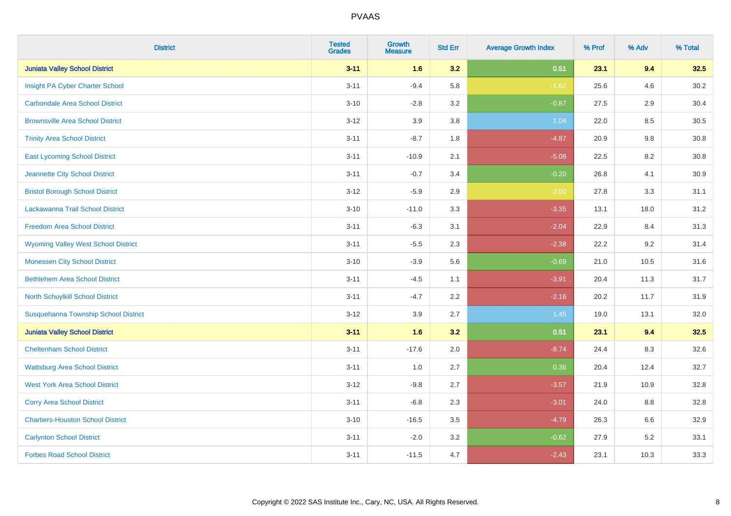| District | Tested Grades | Growth Measure | Std Err | Average Growth Index | % Prof | % Adv | % Total |
|---|---|---|---|---|---|---|---|
| **Juniata Valley School District** | **3-11** | **1.6** | **3.2** | **0.51** | **23.1** | **9.4** | **32.5** |
| Insight PA Cyber Charter School | 3-11 | -9.4 | 5.8 | -1.62 | 25.6 | 4.6 | 30.2 |
| Carbondale Area School District | 3-10 | -2.8 | 3.2 | -0.87 | 27.5 | 2.9 | 30.4 |
| Brownsville Area School District | 3-12 | 3.9 | 3.8 | 1.04 | 22.0 | 8.5 | 30.5 |
| Trinity Area School District | 3-11 | -8.7 | 1.8 | -4.87 | 20.9 | 9.8 | 30.8 |
| East Lycoming School District | 3-11 | -10.9 | 2.1 | -5.08 | 22.5 | 8.2 | 30.8 |
| Jeannette City School District | 3-11 | -0.7 | 3.4 | -0.20 | 26.8 | 4.1 | 30.9 |
| Bristol Borough School District | 3-12 | -5.9 | 2.9 | -2.00 | 27.8 | 3.3 | 31.1 |
| Lackawanna Trail School District | 3-10 | -11.0 | 3.3 | -3.35 | 13.1 | 18.0 | 31.2 |
| Freedom Area School District | 3-11 | -6.3 | 3.1 | -2.04 | 22.9 | 8.4 | 31.3 |
| Wyoming Valley West School District | 3-11 | -5.5 | 2.3 | -2.38 | 22.2 | 9.2 | 31.4 |
| Monessen City School District | 3-10 | -3.9 | 5.6 | -0.69 | 21.0 | 10.5 | 31.6 |
| Bethlehem Area School District | 3-11 | -4.5 | 1.1 | -3.91 | 20.4 | 11.3 | 31.7 |
| North Schuylkill School District | 3-11 | -4.7 | 2.2 | -2.16 | 20.2 | 11.7 | 31.9 |
| Susquehanna Township School District | 3-12 | 3.9 | 2.7 | 1.45 | 19.0 | 13.1 | 32.0 |
| **Juniata Valley School District** | **3-11** | **1.6** | **3.2** | **0.51** | **23.1** | **9.4** | **32.5** |
| Cheltenham School District | 3-11 | -17.6 | 2.0 | -8.74 | 24.4 | 8.3 | 32.6 |
| Wattsburg Area School District | 3-11 | 1.0 | 2.7 | 0.36 | 20.4 | 12.4 | 32.7 |
| West York Area School District | 3-12 | -9.8 | 2.7 | -3.57 | 21.9 | 10.9 | 32.8 |
| Corry Area School District | 3-11 | -6.8 | 2.3 | -3.01 | 24.0 | 8.8 | 32.8 |
| Chartiers-Houston School District | 3-10 | -16.5 | 3.5 | -4.79 | 26.3 | 6.6 | 32.9 |
| Carlynton School District | 3-11 | -2.0 | 3.2 | -0.62 | 27.9 | 5.2 | 33.1 |
| Forbes Road School District | 3-11 | -11.5 | 4.7 | -2.43 | 23.1 | 10.3 | 33.3 |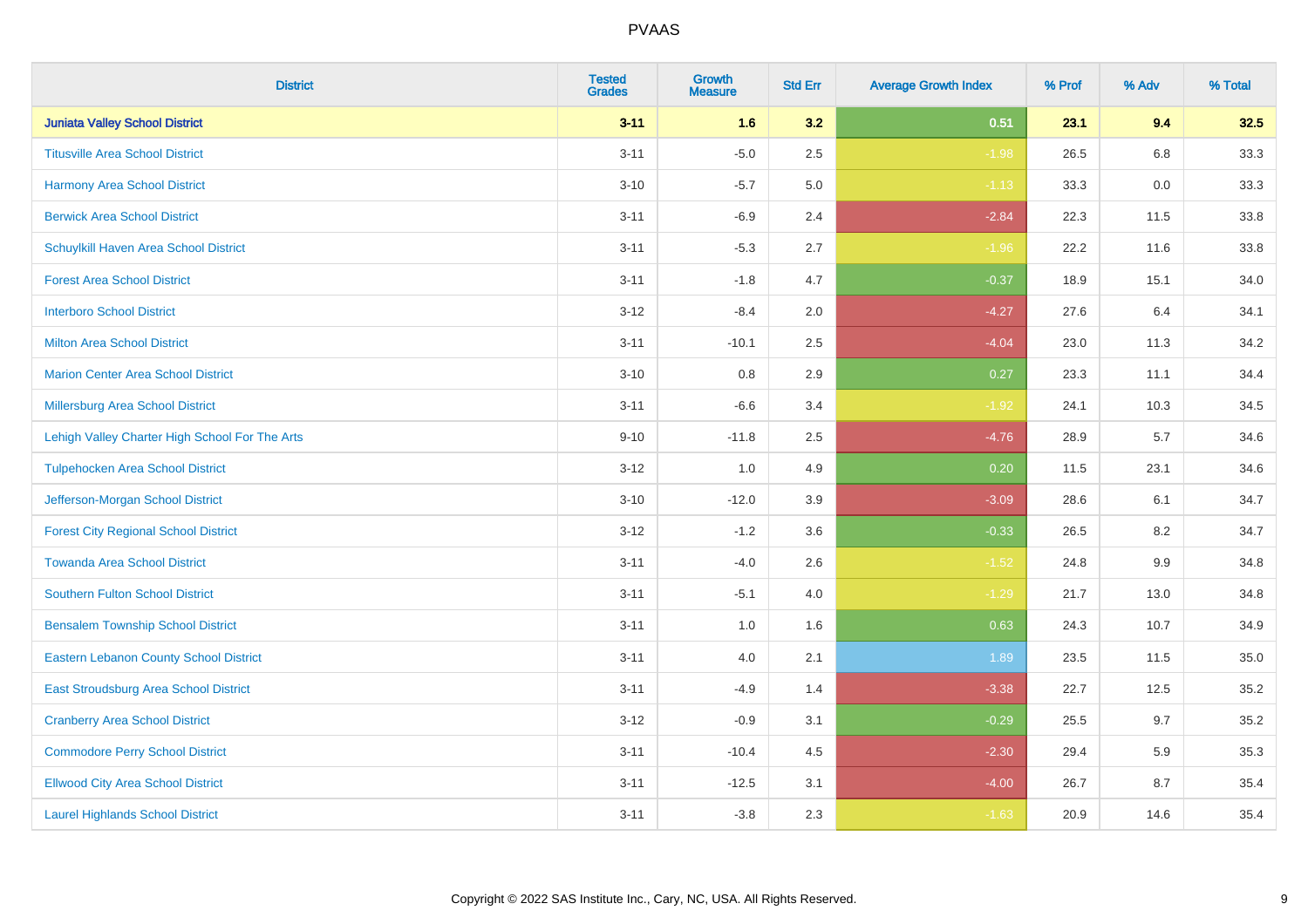| District | Tested Grades | Growth Measure | Std Err | Average Growth Index | % Prof | % Adv | % Total |
|---|---|---|---|---|---|---|---|
| **Juniata Valley School District** | **3-11** | **1.6** | **3.2** | **0.51** | **23.1** | **9.4** | **32.5** |
| Titusville Area School District | 3-11 | -5.0 | 2.5 | -1.98 | 26.5 | 6.8 | 33.3 |
| Harmony Area School District | 3-10 | -5.7 | 5.0 | -1.13 | 33.3 | 0.0 | 33.3 |
| Berwick Area School District | 3-11 | -6.9 | 2.4 | -2.84 | 22.3 | 11.5 | 33.8 |
| Schuylkill Haven Area School District | 3-11 | -5.3 | 2.7 | -1.96 | 22.2 | 11.6 | 33.8 |
| Forest Area School District | 3-11 | -1.8 | 4.7 | -0.37 | 18.9 | 15.1 | 34.0 |
| Interboro School District | 3-12 | -8.4 | 2.0 | -4.27 | 27.6 | 6.4 | 34.1 |
| Milton Area School District | 3-11 | -10.1 | 2.5 | -4.04 | 23.0 | 11.3 | 34.2 |
| Marion Center Area School District | 3-10 | 0.8 | 2.9 | 0.27 | 23.3 | 11.1 | 34.4 |
| Millersburg Area School District | 3-11 | -6.6 | 3.4 | -1.92 | 24.1 | 10.3 | 34.5 |
| Lehigh Valley Charter High School For The Arts | 9-10 | -11.8 | 2.5 | -4.76 | 28.9 | 5.7 | 34.6 |
| Tulpehocken Area School District | 3-12 | 1.0 | 4.9 | 0.20 | 11.5 | 23.1 | 34.6 |
| Jefferson-Morgan School District | 3-10 | -12.0 | 3.9 | -3.09 | 28.6 | 6.1 | 34.7 |
| Forest City Regional School District | 3-12 | -1.2 | 3.6 | -0.33 | 26.5 | 8.2 | 34.7 |
| Towanda Area School District | 3-11 | -4.0 | 2.6 | -1.52 | 24.8 | 9.9 | 34.8 |
| Southern Fulton School District | 3-11 | -5.1 | 4.0 | -1.29 | 21.7 | 13.0 | 34.8 |
| Bensalem Township School District | 3-11 | 1.0 | 1.6 | 0.63 | 24.3 | 10.7 | 34.9 |
| Eastern Lebanon County School District | 3-11 | 4.0 | 2.1 | 1.89 | 23.5 | 11.5 | 35.0 |
| East Stroudsburg Area School District | 3-11 | -4.9 | 1.4 | -3.38 | 22.7 | 12.5 | 35.2 |
| Cranberry Area School District | 3-12 | -0.9 | 3.1 | -0.29 | 25.5 | 9.7 | 35.2 |
| Commodore Perry School District | 3-11 | -10.4 | 4.5 | -2.30 | 29.4 | 5.9 | 35.3 |
| Ellwood City Area School District | 3-11 | -12.5 | 3.1 | -4.00 | 26.7 | 8.7 | 35.4 |
| Laurel Highlands School District | 3-11 | -3.8 | 2.3 | -1.63 | 20.9 | 14.6 | 35.4 |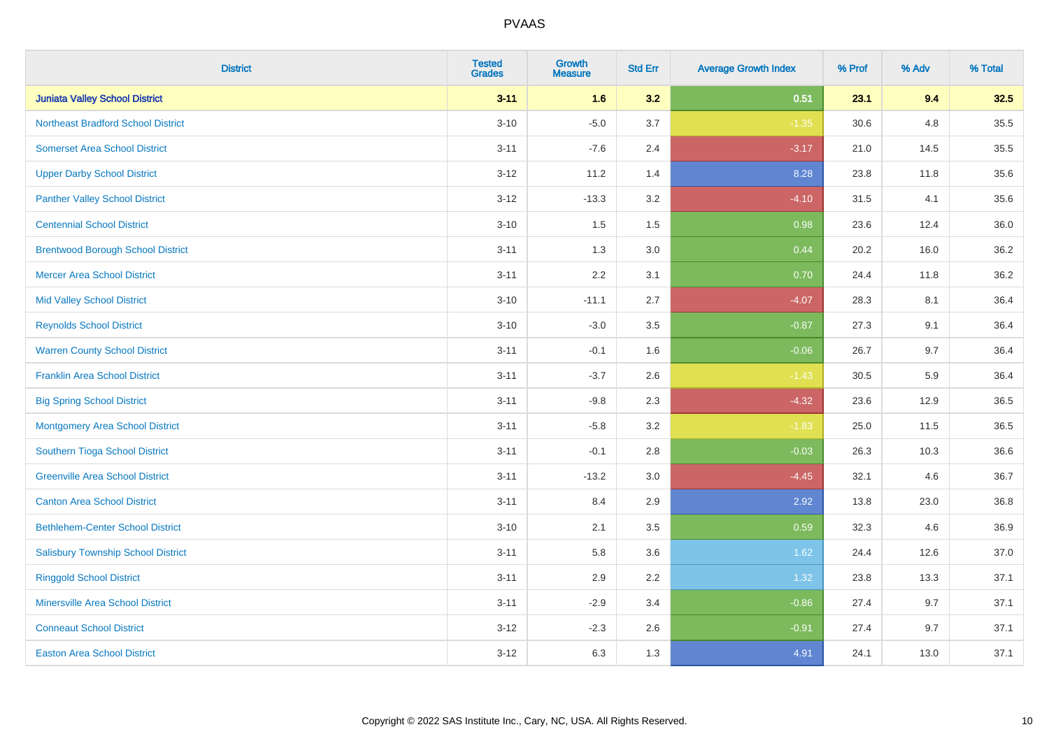# PVAAS

| District | Tested Grades | Growth Measure | Std Err | Average Growth Index | % Prof | % Adv | % Total |
|---|---|---|---|---|---|---|---|
| **Juniata Valley School District** | **3-11** | **1.6** | **3.2** | **0.51** | **23.1** | **9.4** | **32.5** |
| Northeast Bradford School District | 3-10 | -5.0 | 3.7 | -1.35 | 30.6 | 4.8 | 35.5 |
| Somerset Area School District | 3-11 | -7.6 | 2.4 | -3.17 | 21.0 | 14.5 | 35.5 |
| Upper Darby School District | 3-12 | 11.2 | 1.4 | 8.28 | 23.8 | 11.8 | 35.6 |
| Panther Valley School District | 3-12 | -13.3 | 3.2 | -4.10 | 31.5 | 4.1 | 35.6 |
| Centennial School District | 3-10 | 1.5 | 1.5 | 0.98 | 23.6 | 12.4 | 36.0 |
| Brentwood Borough School District | 3-11 | 1.3 | 3.0 | 0.44 | 20.2 | 16.0 | 36.2 |
| Mercer Area School District | 3-11 | 2.2 | 3.1 | 0.70 | 24.4 | 11.8 | 36.2 |
| Mid Valley School District | 3-10 | -11.1 | 2.7 | -4.07 | 28.3 | 8.1 | 36.4 |
| Reynolds School District | 3-10 | -3.0 | 3.5 | -0.87 | 27.3 | 9.1 | 36.4 |
| Warren County School District | 3-11 | -0.1 | 1.6 | -0.06 | 26.7 | 9.7 | 36.4 |
| Franklin Area School District | 3-11 | -3.7 | 2.6 | -1.43 | 30.5 | 5.9 | 36.4 |
| Big Spring School District | 3-11 | -9.8 | 2.3 | -4.32 | 23.6 | 12.9 | 36.5 |
| Montgomery Area School District | 3-11 | -5.8 | 3.2 | -1.83 | 25.0 | 11.5 | 36.5 |
| Southern Tioga School District | 3-11 | -0.1 | 2.8 | -0.03 | 26.3 | 10.3 | 36.6 |
| Greenville Area School District | 3-11 | -13.2 | 3.0 | -4.45 | 32.1 | 4.6 | 36.7 |
| Canton Area School District | 3-11 | 8.4 | 2.9 | 2.92 | 13.8 | 23.0 | 36.8 |
| Bethlehem-Center School District | 3-10 | 2.1 | 3.5 | 0.59 | 32.3 | 4.6 | 36.9 |
| Salisbury Township School District | 3-11 | 5.8 | 3.6 | 1.62 | 24.4 | 12.6 | 37.0 |
| Ringgold School District | 3-11 | 2.9 | 2.2 | 1.32 | 23.8 | 13.3 | 37.1 |
| Minersville Area School District | 3-11 | -2.9 | 3.4 | -0.86 | 27.4 | 9.7 | 37.1 |
| Conneaut School District | 3-12 | -2.3 | 2.6 | -0.91 | 27.4 | 9.7 | 37.1 |
| Easton Area School District | 3-12 | 6.3 | 1.3 | 4.91 | 24.1 | 13.0 | 37.1 |

Copyright © 2022 SAS Institute Inc., Cary, NC, USA. All Rights Reserved.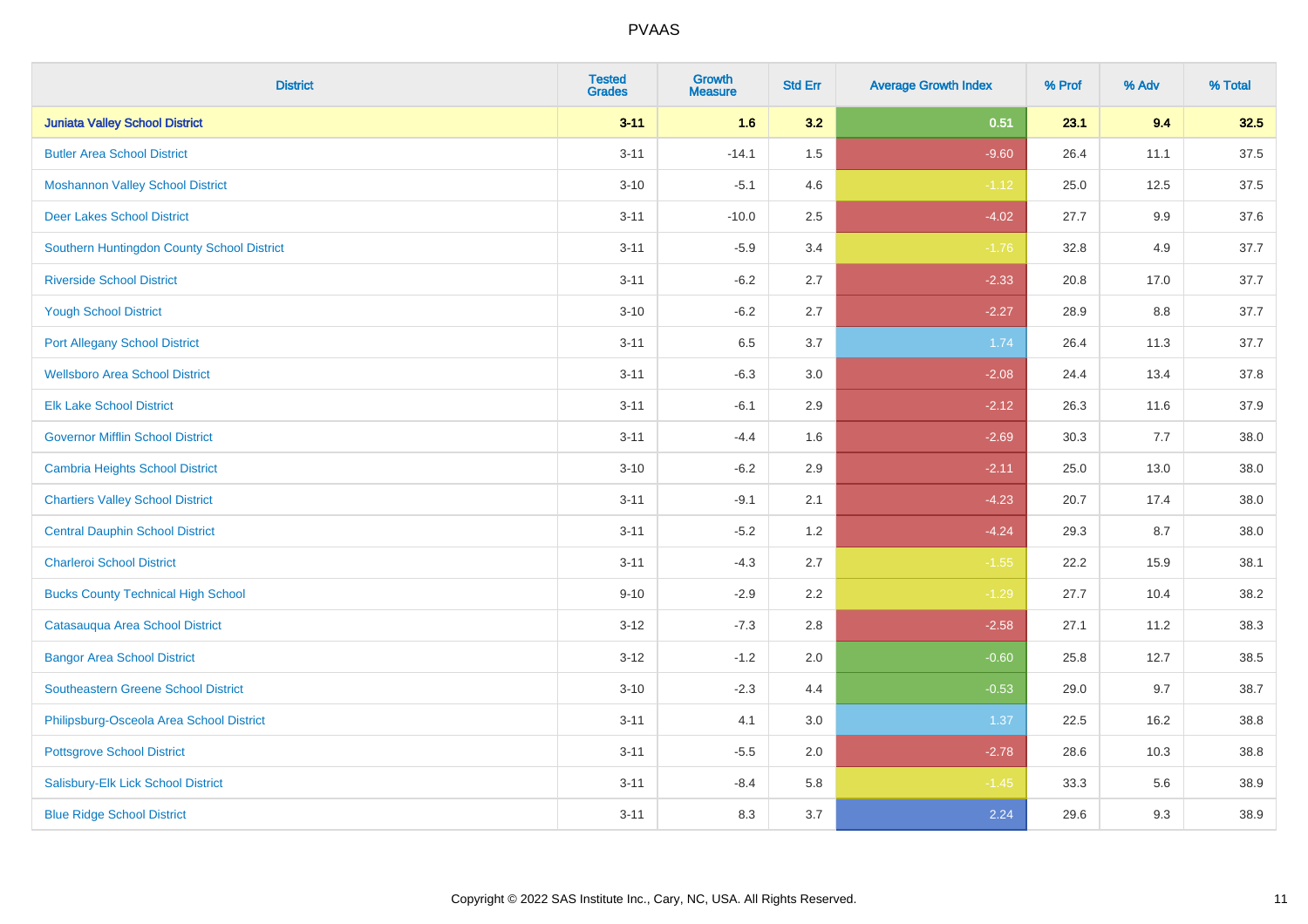# PVAAS

| District | Tested Grades | Growth Measure | Std Err | Average Growth Index | % Prof | % Adv | % Total |
|---|---|---|---|---|---|---|---|
| **Juniata Valley School District** | **3-11** | **1.6** | **3.2** | **0.51** | **23.1** | **9.4** | **32.5** |
| Butler Area School District | 3-11 | -14.1 | 1.5 | -9.60 | 26.4 | 11.1 | 37.5 |
| Moshannon Valley School District | 3-10 | -5.1 | 4.6 | -1.12 | 25.0 | 12.5 | 37.5 |
| Deer Lakes School District | 3-11 | -10.0 | 2.5 | -4.02 | 27.7 | 9.9 | 37.6 |
| Southern Huntingdon County School District | 3-11 | -5.9 | 3.4 | -1.76 | 32.8 | 4.9 | 37.7 |
| Riverside School District | 3-11 | -6.2 | 2.7 | -2.33 | 20.8 | 17.0 | 37.7 |
| Yough School District | 3-10 | -6.2 | 2.7 | -2.27 | 28.9 | 8.8 | 37.7 |
| Port Allegany School District | 3-11 | 6.5 | 3.7 | 1.74 | 26.4 | 11.3 | 37.7 |
| Wellsboro Area School District | 3-11 | -6.3 | 3.0 | -2.08 | 24.4 | 13.4 | 37.8 |
| Elk Lake School District | 3-11 | -6.1 | 2.9 | -2.12 | 26.3 | 11.6 | 37.9 |
| Governor Mifflin School District | 3-11 | -4.4 | 1.6 | -2.69 | 30.3 | 7.7 | 38.0 |
| Cambria Heights School District | 3-10 | -6.2 | 2.9 | -2.11 | 25.0 | 13.0 | 38.0 |
| Chartiers Valley School District | 3-11 | -9.1 | 2.1 | -4.23 | 20.7 | 17.4 | 38.0 |
| Central Dauphin School District | 3-11 | -5.2 | 1.2 | -4.24 | 29.3 | 8.7 | 38.0 |
| Charleroi School District | 3-11 | -4.3 | 2.7 | -1.55 | 22.2 | 15.9 | 38.1 |
| Bucks County Technical High School | 9-10 | -2.9 | 2.2 | -1.29 | 27.7 | 10.4 | 38.2 |
| Catasauqua Area School District | 3-12 | -7.3 | 2.8 | -2.58 | 27.1 | 11.2 | 38.3 |
| Bangor Area School District | 3-12 | -1.2 | 2.0 | -0.60 | 25.8 | 12.7 | 38.5 |
| Southeastern Greene School District | 3-10 | -2.3 | 4.4 | -0.53 | 29.0 | 9.7 | 38.7 |
| Philipsburg-Osceola Area School District | 3-11 | 4.1 | 3.0 | 1.37 | 22.5 | 16.2 | 38.8 |
| Pottsgrove School District | 3-11 | -5.5 | 2.0 | -2.78 | 28.6 | 10.3 | 38.8 |
| Salisbury-Elk Lick School District | 3-11 | -8.4 | 5.8 | -1.45 | 33.3 | 5.6 | 38.9 |
| Blue Ridge School District | 3-11 | 8.3 | 3.7 | 2.24 | 29.6 | 9.3 | 38.9 |

Copyright © 2022 SAS Institute Inc., Cary, NC, USA. All Rights Reserved.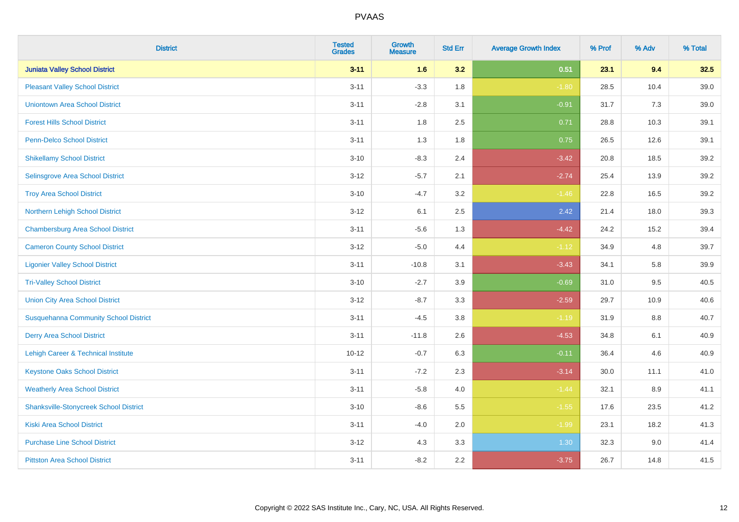| District | Tested Grades | Growth Measure | Std Err | Average Growth Index | % Prof | % Adv | % Total |
|---|---|---|---|---|---|---|---|
| **Juniata Valley School District** | **3-11** | **1.6** | **3.2** | **0.51** | **23.1** | **9.4** | **32.5** |
| Pleasant Valley School District | 3-11 | -3.3 | 1.8 | -1.80 | 28.5 | 10.4 | 39.0 |
| Uniontown Area School District | 3-11 | -2.8 | 3.1 | -0.91 | 31.7 | 7.3 | 39.0 |
| Forest Hills School District | 3-11 | 1.8 | 2.5 | 0.71 | 28.8 | 10.3 | 39.1 |
| Penn-Delco School District | 3-11 | 1.3 | 1.8 | 0.75 | 26.5 | 12.6 | 39.1 |
| Shikellamy School District | 3-10 | -8.3 | 2.4 | -3.42 | 20.8 | 18.5 | 39.2 |
| Selinsgrove Area School District | 3-12 | -5.7 | 2.1 | -2.74 | 25.4 | 13.9 | 39.2 |
| Troy Area School District | 3-10 | -4.7 | 3.2 | -1.46 | 22.8 | 16.5 | 39.2 |
| Northern Lehigh School District | 3-12 | 6.1 | 2.5 | 2.42 | 21.4 | 18.0 | 39.3 |
| Chambersburg Area School District | 3-11 | -5.6 | 1.3 | -4.42 | 24.2 | 15.2 | 39.4 |
| Cameron County School District | 3-12 | -5.0 | 4.4 | -1.12 | 34.9 | 4.8 | 39.7 |
| Ligonier Valley School District | 3-11 | -10.8 | 3.1 | -3.43 | 34.1 | 5.8 | 39.9 |
| Tri-Valley School District | 3-10 | -2.7 | 3.9 | -0.69 | 31.0 | 9.5 | 40.5 |
| Union City Area School District | 3-12 | -8.7 | 3.3 | -2.59 | 29.7 | 10.9 | 40.6 |
| Susquehanna Community School District | 3-11 | -4.5 | 3.8 | -1.19 | 31.9 | 8.8 | 40.7 |
| Derry Area School District | 3-11 | -11.8 | 2.6 | -4.53 | 34.8 | 6.1 | 40.9 |
| Lehigh Career & Technical Institute | 10-12 | -0.7 | 6.3 | -0.11 | 36.4 | 4.6 | 40.9 |
| Keystone Oaks School District | 3-11 | -7.2 | 2.3 | -3.14 | 30.0 | 11.1 | 41.0 |
| Weatherly Area School District | 3-11 | -5.8 | 4.0 | -1.44 | 32.1 | 8.9 | 41.1 |
| Shanksville-Stonycreek School District | 3-10 | -8.6 | 5.5 | -1.55 | 17.6 | 23.5 | 41.2 |
| Kiski Area School District | 3-11 | -4.0 | 2.0 | -1.99 | 23.1 | 18.2 | 41.3 |
| Purchase Line School District | 3-12 | 4.3 | 3.3 | 1.30 | 32.3 | 9.0 | 41.4 |
| Pittston Area School District | 3-11 | -8.2 | 2.2 | -3.75 | 26.7 | 14.8 | 41.5 |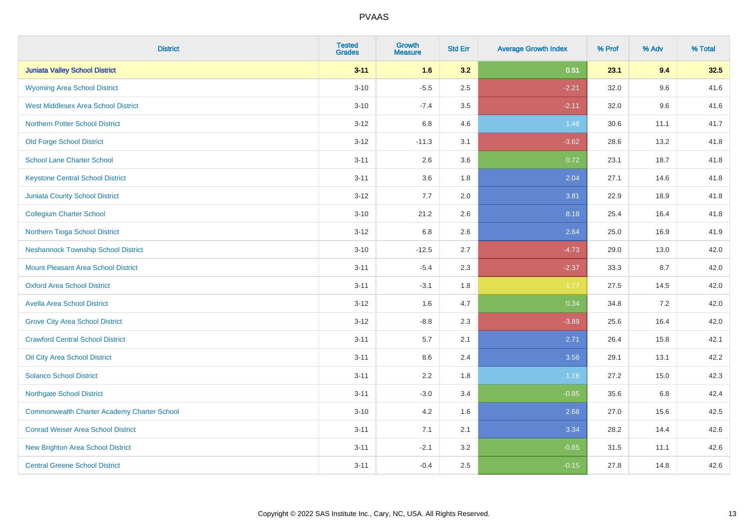# PVAAS

| District | Tested Grades | Growth Measure | Std Err | Average Growth Index | % Prof | % Adv | % Total |
|---|---|---|---|---|---|---|---|
| **Juniata Valley School District** | **3-11** | **1.6** | **3.2** | **0.51** | **23.1** | **9.4** | **32.5** |
| Wyoming Area School District | 3-10 | -5.5 | 2.5 | -2.21 | 32.0 | 9.6 | 41.6 |
| West Middlesex Area School District | 3-10 | -7.4 | 3.5 | -2.11 | 32.0 | 9.6 | 41.6 |
| Northern Potter School District | 3-12 | 6.8 | 4.6 | 1.48 | 30.6 | 11.1 | 41.7 |
| Old Forge School District | 3-12 | -11.3 | 3.1 | -3.62 | 28.6 | 13.2 | 41.8 |
| School Lane Charter School | 3-11 | 2.6 | 3.6 | 0.72 | 23.1 | 18.7 | 41.8 |
| Keystone Central School District | 3-11 | 3.6 | 1.8 | 2.04 | 27.1 | 14.6 | 41.8 |
| Juniata County School District | 3-12 | 7.7 | 2.0 | 3.81 | 22.9 | 18.9 | 41.8 |
| Collegium Charter School | 3-10 | 21.2 | 2.6 | 8.18 | 25.4 | 16.4 | 41.8 |
| Northern Tioga School District | 3-12 | 6.8 | 2.6 | 2.64 | 25.0 | 16.9 | 41.9 |
| Neshannock Township School District | 3-10 | -12.5 | 2.7 | -4.73 | 29.0 | 13.0 | 42.0 |
| Mount Pleasant Area School District | 3-11 | -5.4 | 2.3 | -2.37 | 33.3 | 8.7 | 42.0 |
| Oxford Area School District | 3-11 | -3.1 | 1.8 | -1.77 | 27.5 | 14.5 | 42.0 |
| Avella Area School District | 3-12 | 1.6 | 4.7 | 0.34 | 34.8 | 7.2 | 42.0 |
| Grove City Area School District | 3-12 | -8.8 | 2.3 | -3.89 | 25.6 | 16.4 | 42.0 |
| Crawford Central School District | 3-11 | 5.7 | 2.1 | 2.71 | 26.4 | 15.8 | 42.1 |
| Oil City Area School District | 3-11 | 8.6 | 2.4 | 3.56 | 29.1 | 13.1 | 42.2 |
| Solanco School District | 3-11 | 2.2 | 1.8 | 1.18 | 27.2 | 15.0 | 42.3 |
| Northgate School District | 3-11 | -3.0 | 3.4 | -0.85 | 35.6 | 6.8 | 42.4 |
| Commonwealth Charter Academy Charter School | 3-10 | 4.2 | 1.6 | 2.68 | 27.0 | 15.6 | 42.5 |
| Conrad Weiser Area School District | 3-11 | 7.1 | 2.1 | 3.34 | 28.2 | 14.4 | 42.6 |
| New Brighton Area School District | 3-11 | -2.1 | 3.2 | -0.65 | 31.5 | 11.1 | 42.6 |
| Central Greene School District | 3-11 | -0.4 | 2.5 | -0.15 | 27.8 | 14.8 | 42.6 |

Copyright © 2022 SAS Institute Inc., Cary, NC, USA. All Rights Reserved.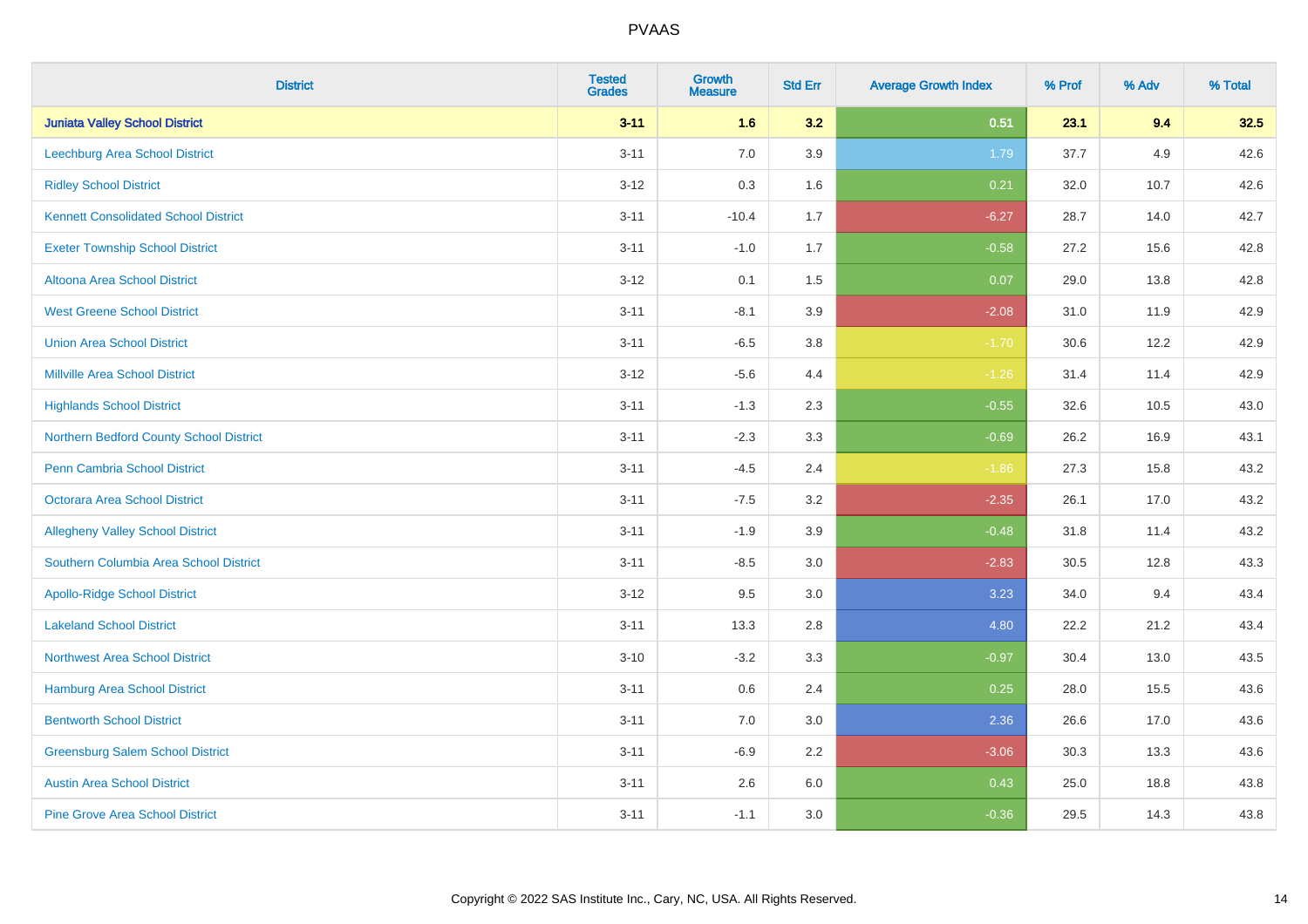# PVAAS

| District | Tested Grades | Growth Measure | Std Err | Average Growth Index | % Prof | % Adv | % Total |
|---|---|---|---|---|---|---|---|
| **Juniata Valley School District** | **3-11** | **1.6** | **3.2** | **0.51** | **23.1** | **9.4** | **32.5** |
| Leechburg Area School District | 3-11 | 7.0 | 3.9 | 1.79 | 37.7 | 4.9 | 42.6 |
| Ridley School District | 3-12 | 0.3 | 1.6 | 0.21 | 32.0 | 10.7 | 42.6 |
| Kennett Consolidated School District | 3-11 | -10.4 | 1.7 | -6.27 | 28.7 | 14.0 | 42.7 |
| Exeter Township School District | 3-11 | -1.0 | 1.7 | -0.58 | 27.2 | 15.6 | 42.8 |
| Altoona Area School District | 3-12 | 0.1 | 1.5 | 0.07 | 29.0 | 13.8 | 42.8 |
| West Greene School District | 3-11 | -8.1 | 3.9 | -2.08 | 31.0 | 11.9 | 42.9 |
| Union Area School District | 3-11 | -6.5 | 3.8 | -1.70 | 30.6 | 12.2 | 42.9 |
| Millville Area School District | 3-12 | -5.6 | 4.4 | -1.26 | 31.4 | 11.4 | 42.9 |
| Highlands School District | 3-11 | -1.3 | 2.3 | -0.55 | 32.6 | 10.5 | 43.0 |
| Northern Bedford County School District | 3-11 | -2.3 | 3.3 | -0.69 | 26.2 | 16.9 | 43.1 |
| Penn Cambria School District | 3-11 | -4.5 | 2.4 | -1.86 | 27.3 | 15.8 | 43.2 |
| Octorara Area School District | 3-11 | -7.5 | 3.2 | -2.35 | 26.1 | 17.0 | 43.2 |
| Allegheny Valley School District | 3-11 | -1.9 | 3.9 | -0.48 | 31.8 | 11.4 | 43.2 |
| Southern Columbia Area School District | 3-11 | -8.5 | 3.0 | -2.83 | 30.5 | 12.8 | 43.3 |
| Apollo-Ridge School District | 3-12 | 9.5 | 3.0 | 3.23 | 34.0 | 9.4 | 43.4 |
| Lakeland School District | 3-11 | 13.3 | 2.8 | 4.80 | 22.2 | 21.2 | 43.4 |
| Northwest Area School District | 3-10 | -3.2 | 3.3 | -0.97 | 30.4 | 13.0 | 43.5 |
| Hamburg Area School District | 3-11 | 0.6 | 2.4 | 0.25 | 28.0 | 15.5 | 43.6 |
| Bentworth School District | 3-11 | 7.0 | 3.0 | 2.36 | 26.6 | 17.0 | 43.6 |
| Greensburg Salem School District | 3-11 | -6.9 | 2.2 | -3.06 | 30.3 | 13.3 | 43.6 |
| Austin Area School District | 3-11 | 2.6 | 6.0 | 0.43 | 25.0 | 18.8 | 43.8 |
| Pine Grove Area School District | 3-11 | -1.1 | 3.0 | -0.36 | 29.5 | 14.3 | 43.8 |

Copyright © 2022 SAS Institute Inc., Cary, NC, USA. All Rights Reserved.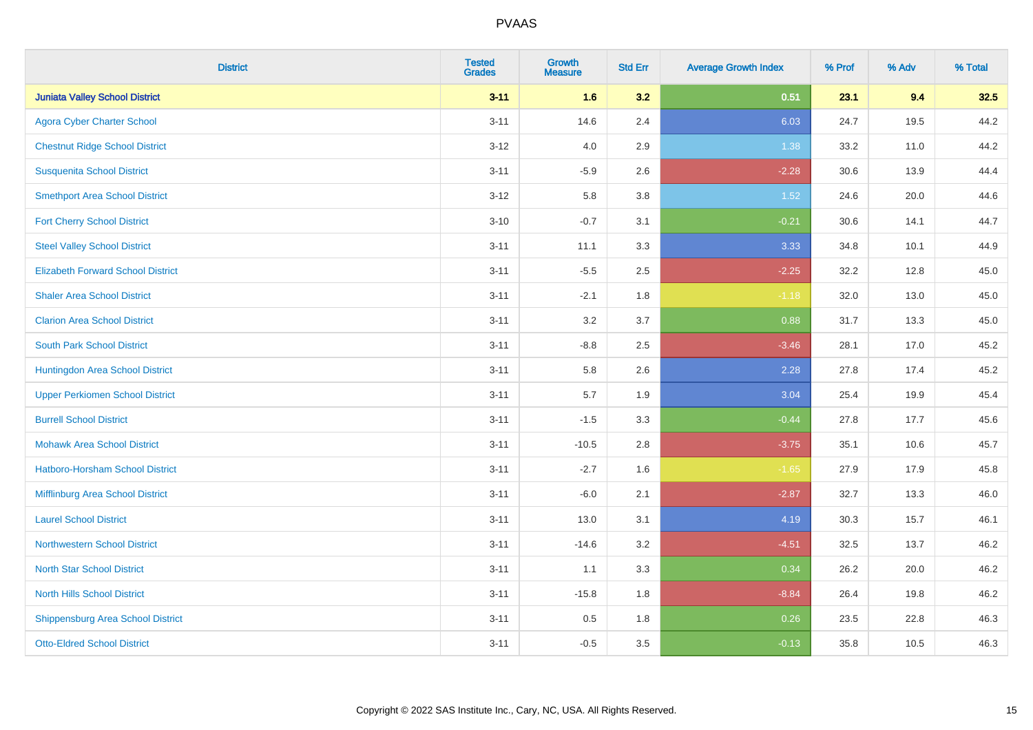# PVAAS

| District | Tested Grades | Growth Measure | Std Err | Average Growth Index | % Prof | % Adv | % Total |
|---|---|---|---|---|---|---|---|
| **Juniata Valley School District** | **3-11** | **1.6** | **3.2** | **0.51** | **23.1** | **9.4** | **32.5** |
| Agora Cyber Charter School | 3-11 | 14.6 | 2.4 | 6.03 | 24.7 | 19.5 | 44.2 |
| Chestnut Ridge School District | 3-12 | 4.0 | 2.9 | 1.38 | 33.2 | 11.0 | 44.2 |
| Susquenita School District | 3-11 | -5.9 | 2.6 | -2.28 | 30.6 | 13.9 | 44.4 |
| Smethport Area School District | 3-12 | 5.8 | 3.8 | 1.52 | 24.6 | 20.0 | 44.6 |
| Fort Cherry School District | 3-10 | -0.7 | 3.1 | -0.21 | 30.6 | 14.1 | 44.7 |
| Steel Valley School District | 3-11 | 11.1 | 3.3 | 3.33 | 34.8 | 10.1 | 44.9 |
| Elizabeth Forward School District | 3-11 | -5.5 | 2.5 | -2.25 | 32.2 | 12.8 | 45.0 |
| Shaler Area School District | 3-11 | -2.1 | 1.8 | -1.18 | 32.0 | 13.0 | 45.0 |
| Clarion Area School District | 3-11 | 3.2 | 3.7 | 0.88 | 31.7 | 13.3 | 45.0 |
| South Park School District | 3-11 | -8.8 | 2.5 | -3.46 | 28.1 | 17.0 | 45.2 |
| Huntingdon Area School District | 3-11 | 5.8 | 2.6 | 2.28 | 27.8 | 17.4 | 45.2 |
| Upper Perkiomen School District | 3-11 | 5.7 | 1.9 | 3.04 | 25.4 | 19.9 | 45.4 |
| Burrell School District | 3-11 | -1.5 | 3.3 | -0.44 | 27.8 | 17.7 | 45.6 |
| Mohawk Area School District | 3-11 | -10.5 | 2.8 | -3.75 | 35.1 | 10.6 | 45.7 |
| Hatboro-Horsham School District | 3-11 | -2.7 | 1.6 | -1.65 | 27.9 | 17.9 | 45.8 |
| Mifflinburg Area School District | 3-11 | -6.0 | 2.1 | -2.87 | 32.7 | 13.3 | 46.0 |
| Laurel School District | 3-11 | 13.0 | 3.1 | 4.19 | 30.3 | 15.7 | 46.1 |
| Northwestern School District | 3-11 | -14.6 | 3.2 | -4.51 | 32.5 | 13.7 | 46.2 |
| North Star School District | 3-11 | 1.1 | 3.3 | 0.34 | 26.2 | 20.0 | 46.2 |
| North Hills School District | 3-11 | -15.8 | 1.8 | -8.84 | 26.4 | 19.8 | 46.2 |
| Shippensburg Area School District | 3-11 | 0.5 | 1.8 | 0.26 | 23.5 | 22.8 | 46.3 |
| Otto-Eldred School District | 3-11 | -0.5 | 3.5 | -0.13 | 35.8 | 10.5 | 46.3 |

Copyright © 2022 SAS Institute Inc., Cary, NC, USA. All Rights Reserved.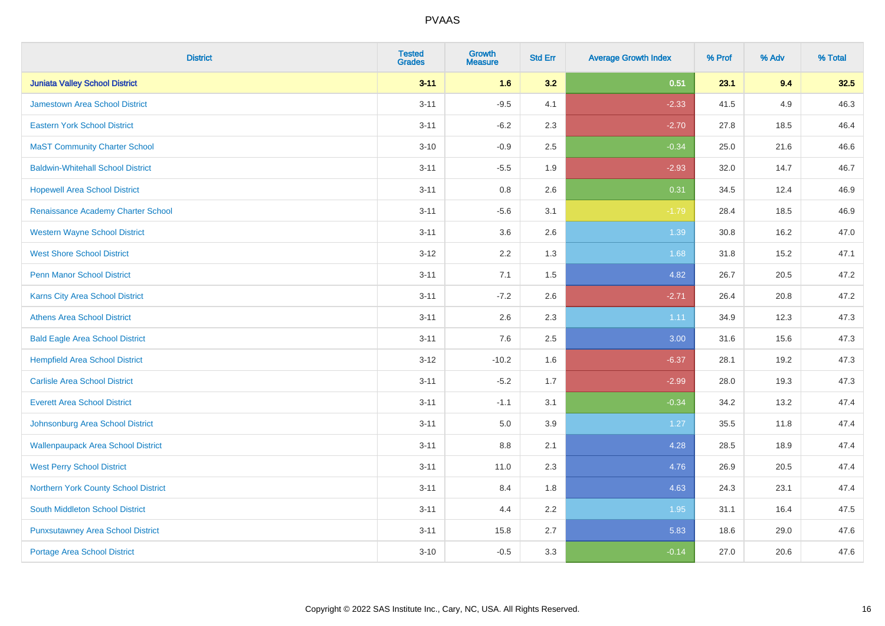| District | Tested Grades | Growth Measure | Std Err | Average Growth Index | % Prof | % Adv | % Total |
|---|---|---|---|---|---|---|---|
| **Juniata Valley School District** | **3-11** | **1.6** | **3.2** | **0.51** | **23.1** | **9.4** | **32.5** |
| Jamestown Area School District | 3-11 | -9.5 | 4.1 | -2.33 | 41.5 | 4.9 | 46.3 |
| Eastern York School District | 3-11 | -6.2 | 2.3 | -2.70 | 27.8 | 18.5 | 46.4 |
| MaST Community Charter School | 3-10 | -0.9 | 2.5 | -0.34 | 25.0 | 21.6 | 46.6 |
| Baldwin-Whitehall School District | 3-11 | -5.5 | 1.9 | -2.93 | 32.0 | 14.7 | 46.7 |
| Hopewell Area School District | 3-11 | 0.8 | 2.6 | 0.31 | 34.5 | 12.4 | 46.9 |
| Renaissance Academy Charter School | 3-11 | -5.6 | 3.1 | -1.79 | 28.4 | 18.5 | 46.9 |
| Western Wayne School District | 3-11 | 3.6 | 2.6 | 1.39 | 30.8 | 16.2 | 47.0 |
| West Shore School District | 3-12 | 2.2 | 1.3 | 1.68 | 31.8 | 15.2 | 47.1 |
| Penn Manor School District | 3-11 | 7.1 | 1.5 | 4.82 | 26.7 | 20.5 | 47.2 |
| Karns City Area School District | 3-11 | -7.2 | 2.6 | -2.71 | 26.4 | 20.8 | 47.2 |
| Athens Area School District | 3-11 | 2.6 | 2.3 | 1.11 | 34.9 | 12.3 | 47.3 |
| Bald Eagle Area School District | 3-11 | 7.6 | 2.5 | 3.00 | 31.6 | 15.6 | 47.3 |
| Hempfield Area School District | 3-12 | -10.2 | 1.6 | -6.37 | 28.1 | 19.2 | 47.3 |
| Carlisle Area School District | 3-11 | -5.2 | 1.7 | -2.99 | 28.0 | 19.3 | 47.3 |
| Everett Area School District | 3-11 | -1.1 | 3.1 | -0.34 | 34.2 | 13.2 | 47.4 |
| Johnsonburg Area School District | 3-11 | 5.0 | 3.9 | 1.27 | 35.5 | 11.8 | 47.4 |
| Wallenpaupack Area School District | 3-11 | 8.8 | 2.1 | 4.28 | 28.5 | 18.9 | 47.4 |
| West Perry School District | 3-11 | 11.0 | 2.3 | 4.76 | 26.9 | 20.5 | 47.4 |
| Northern York County School District | 3-11 | 8.4 | 1.8 | 4.63 | 24.3 | 23.1 | 47.4 |
| South Middleton School District | 3-11 | 4.4 | 2.2 | 1.95 | 31.1 | 16.4 | 47.5 |
| Punxsutawney Area School District | 3-11 | 15.8 | 2.7 | 5.83 | 18.6 | 29.0 | 47.6 |
| Portage Area School District | 3-10 | -0.5 | 3.3 | -0.14 | 27.0 | 20.6 | 47.6 |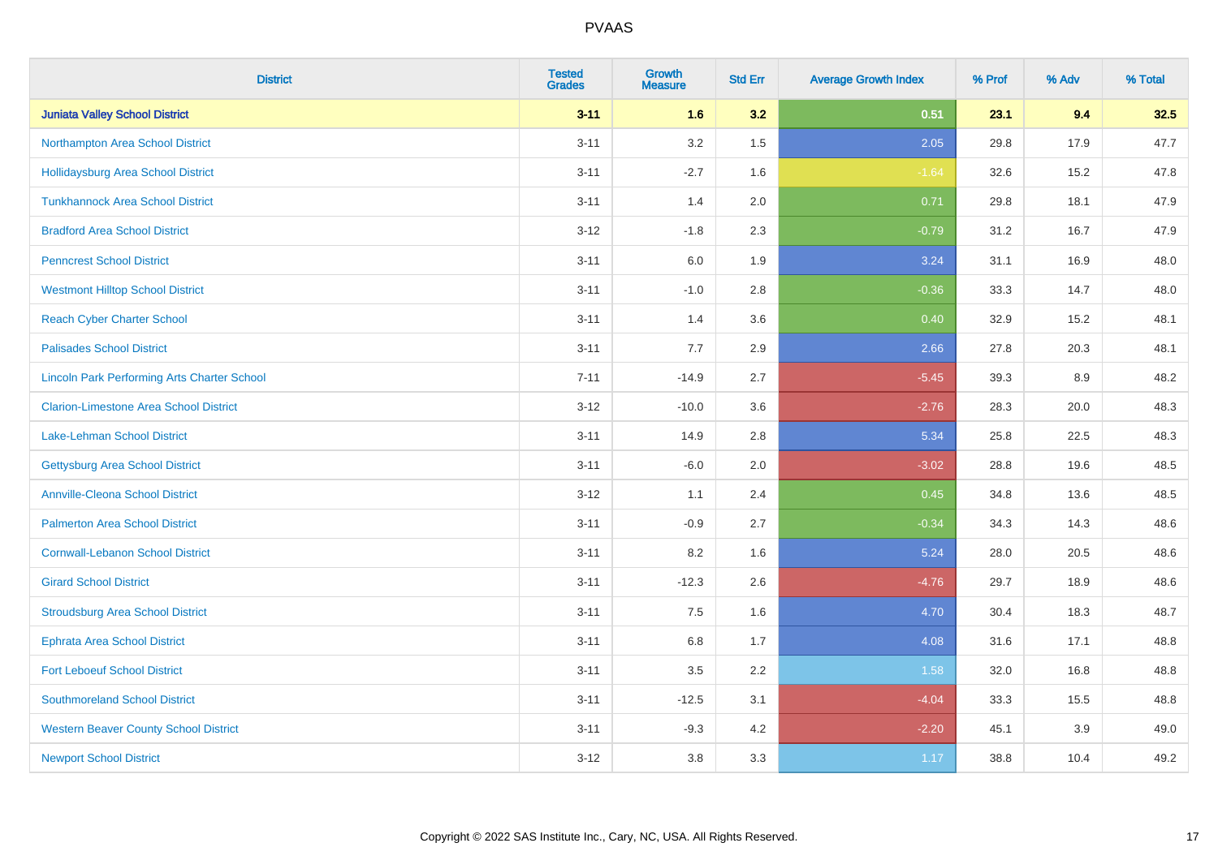# PVAAS

| District | Tested Grades | Growth Measure | Std Err | Average Growth Index | % Prof | % Adv | % Total |
|---|---|---|---|---|---|---|---|
| **Juniata Valley School District** | **3-11** | **1.6** | **3.2** | **0.51** | **23.1** | **9.4** | **32.5** |
| Northampton Area School District | 3-11 | 3.2 | 1.5 | 2.05 | 29.8 | 17.9 | 47.7 |
| Hollidaysburg Area School District | 3-11 | -2.7 | 1.6 | -1.64 | 32.6 | 15.2 | 47.8 |
| Tunkhannock Area School District | 3-11 | 1.4 | 2.0 | 0.71 | 29.8 | 18.1 | 47.9 |
| Bradford Area School District | 3-12 | -1.8 | 2.3 | -0.79 | 31.2 | 16.7 | 47.9 |
| Penncrest School District | 3-11 | 6.0 | 1.9 | 3.24 | 31.1 | 16.9 | 48.0 |
| Westmont Hilltop School District | 3-11 | -1.0 | 2.8 | -0.36 | 33.3 | 14.7 | 48.0 |
| Reach Cyber Charter School | 3-11 | 1.4 | 3.6 | 0.40 | 32.9 | 15.2 | 48.1 |
| Palisades School District | 3-11 | 7.7 | 2.9 | 2.66 | 27.8 | 20.3 | 48.1 |
| Lincoln Park Performing Arts Charter School | 7-11 | -14.9 | 2.7 | -5.45 | 39.3 | 8.9 | 48.2 |
| Clarion-Limestone Area School District | 3-12 | -10.0 | 3.6 | -2.76 | 28.3 | 20.0 | 48.3 |
| Lake-Lehman School District | 3-11 | 14.9 | 2.8 | 5.34 | 25.8 | 22.5 | 48.3 |
| Gettysburg Area School District | 3-11 | -6.0 | 2.0 | -3.02 | 28.8 | 19.6 | 48.5 |
| Annville-Cleona School District | 3-12 | 1.1 | 2.4 | 0.45 | 34.8 | 13.6 | 48.5 |
| Palmerton Area School District | 3-11 | -0.9 | 2.7 | -0.34 | 34.3 | 14.3 | 48.6 |
| Cornwall-Lebanon School District | 3-11 | 8.2 | 1.6 | 5.24 | 28.0 | 20.5 | 48.6 |
| Girard School District | 3-11 | -12.3 | 2.6 | -4.76 | 29.7 | 18.9 | 48.6 |
| Stroudsburg Area School District | 3-11 | 7.5 | 1.6 | 4.70 | 30.4 | 18.3 | 48.7 |
| Ephrata Area School District | 3-11 | 6.8 | 1.7 | 4.08 | 31.6 | 17.1 | 48.8 |
| Fort Leboeuf School District | 3-11 | 3.5 | 2.2 | 1.58 | 32.0 | 16.8 | 48.8 |
| Southmoreland School District | 3-11 | -12.5 | 3.1 | -4.04 | 33.3 | 15.5 | 48.8 |
| Western Beaver County School District | 3-11 | -9.3 | 4.2 | -2.20 | 45.1 | 3.9 | 49.0 |
| Newport School District | 3-12 | 3.8 | 3.3 | 1.17 | 38.8 | 10.4 | 49.2 |

Copyright © 2022 SAS Institute Inc., Cary, NC, USA. All Rights Reserved.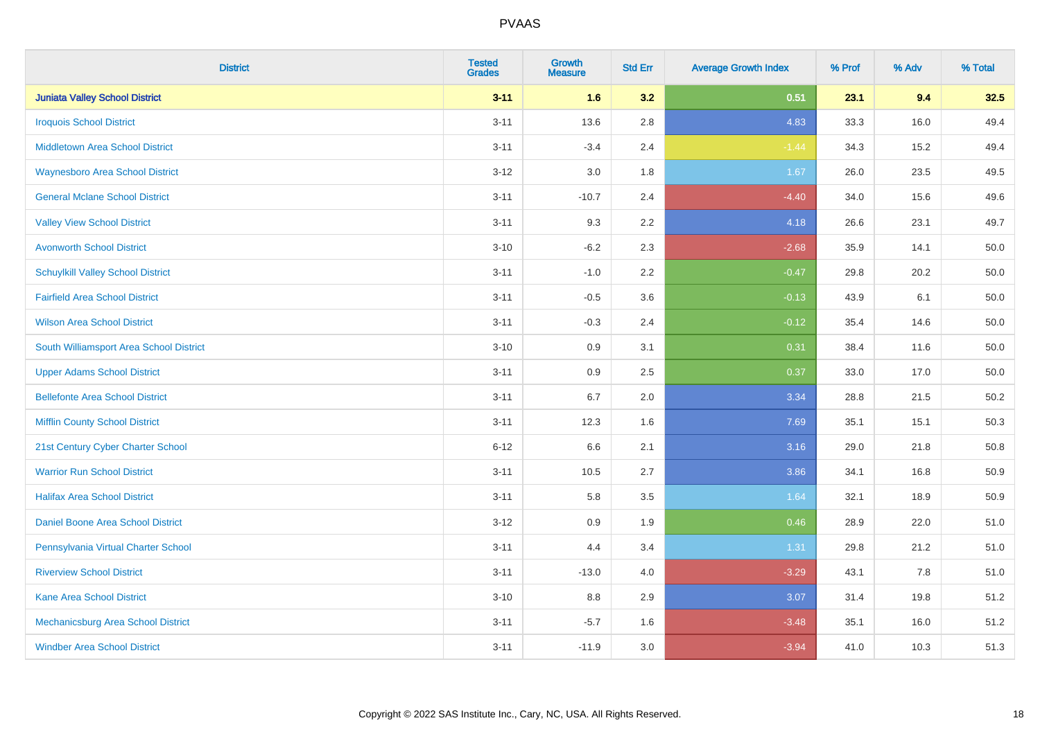# PVAAS

| District | Tested Grades | Growth Measure | Std Err | Average Growth Index | % Prof | % Adv | % Total |
|---|---|---|---|---|---|---|---|
| **Juniata Valley School District** | **3-11** | **1.6** | **3.2** | **0.51** | **23.1** | **9.4** | **32.5** |
| Iroquois School District | 3-11 | 13.6 | 2.8 | 4.83 | 33.3 | 16.0 | 49.4 |
| Middletown Area School District | 3-11 | -3.4 | 2.4 | -1.44 | 34.3 | 15.2 | 49.4 |
| Waynesboro Area School District | 3-12 | 3.0 | 1.8 | 1.67 | 26.0 | 23.5 | 49.5 |
| General Mclane School District | 3-11 | -10.7 | 2.4 | -4.40 | 34.0 | 15.6 | 49.6 |
| Valley View School District | 3-11 | 9.3 | 2.2 | 4.18 | 26.6 | 23.1 | 49.7 |
| Avonworth School District | 3-10 | -6.2 | 2.3 | -2.68 | 35.9 | 14.1 | 50.0 |
| Schuylkill Valley School District | 3-11 | -1.0 | 2.2 | -0.47 | 29.8 | 20.2 | 50.0 |
| Fairfield Area School District | 3-11 | -0.5 | 3.6 | -0.13 | 43.9 | 6.1 | 50.0 |
| Wilson Area School District | 3-11 | -0.3 | 2.4 | -0.12 | 35.4 | 14.6 | 50.0 |
| South Williamsport Area School District | 3-10 | 0.9 | 3.1 | 0.31 | 38.4 | 11.6 | 50.0 |
| Upper Adams School District | 3-11 | 0.9 | 2.5 | 0.37 | 33.0 | 17.0 | 50.0 |
| Bellefonte Area School District | 3-11 | 6.7 | 2.0 | 3.34 | 28.8 | 21.5 | 50.2 |
| Mifflin County School District | 3-11 | 12.3 | 1.6 | 7.69 | 35.1 | 15.1 | 50.3 |
| 21st Century Cyber Charter School | 6-12 | 6.6 | 2.1 | 3.16 | 29.0 | 21.8 | 50.8 |
| Warrior Run School District | 3-11 | 10.5 | 2.7 | 3.86 | 34.1 | 16.8 | 50.9 |
| Halifax Area School District | 3-11 | 5.8 | 3.5 | 1.64 | 32.1 | 18.9 | 50.9 |
| Daniel Boone Area School District | 3-12 | 0.9 | 1.9 | 0.46 | 28.9 | 22.0 | 51.0 |
| Pennsylvania Virtual Charter School | 3-11 | 4.4 | 3.4 | 1.31 | 29.8 | 21.2 | 51.0 |
| Riverview School District | 3-11 | -13.0 | 4.0 | -3.29 | 43.1 | 7.8 | 51.0 |
| Kane Area School District | 3-10 | 8.8 | 2.9 | 3.07 | 31.4 | 19.8 | 51.2 |
| Mechanicsburg Area School District | 3-11 | -5.7 | 1.6 | -3.48 | 35.1 | 16.0 | 51.2 |
| Windber Area School District | 3-11 | -11.9 | 3.0 | -3.94 | 41.0 | 10.3 | 51.3 |

Copyright © 2022 SAS Institute Inc., Cary, NC, USA. All Rights Reserved.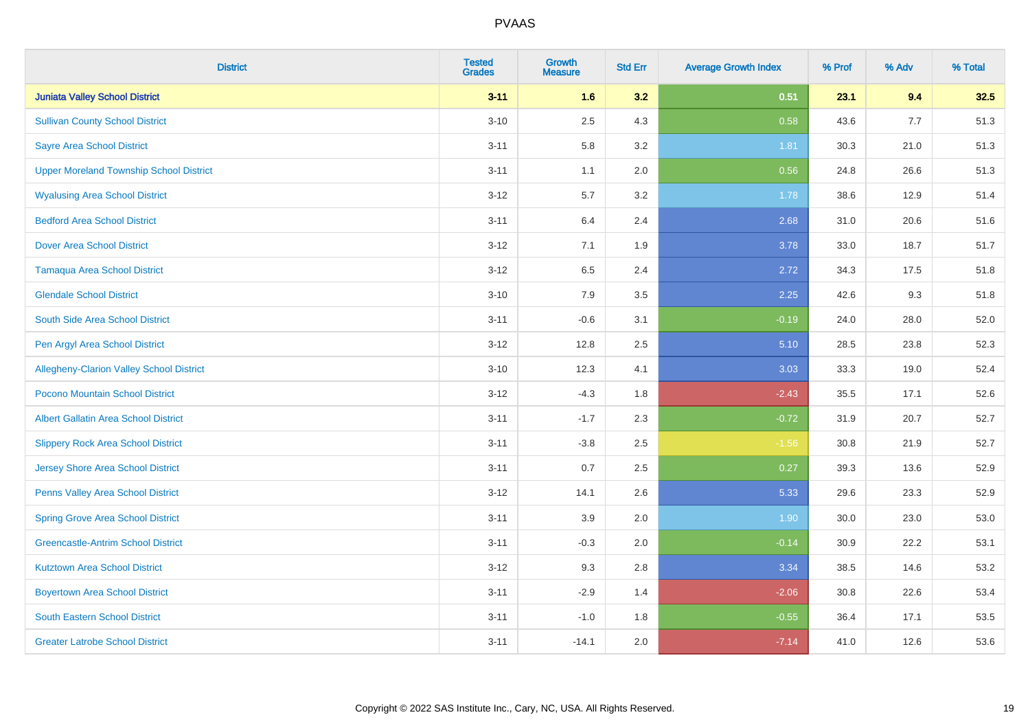# PVAAS

| District | Tested Grades | Growth Measure | Std Err | Average Growth Index | % Prof | % Adv | % Total |
|---|---|---|---|---|---|---|---|
| **Juniata Valley School District** | **3-11** | **1.6** | **3.2** | **0.51** | **23.1** | **9.4** | **32.5** |
| Sullivan County School District | 3-10 | 2.5 | 4.3 | 0.58 | 43.6 | 7.7 | 51.3 |
| Sayre Area School District | 3-11 | 5.8 | 3.2 | 1.81 | 30.3 | 21.0 | 51.3 |
| Upper Moreland Township School District | 3-11 | 1.1 | 2.0 | 0.56 | 24.8 | 26.6 | 51.3 |
| Wyalusing Area School District | 3-12 | 5.7 | 3.2 | 1.78 | 38.6 | 12.9 | 51.4 |
| Bedford Area School District | 3-11 | 6.4 | 2.4 | 2.68 | 31.0 | 20.6 | 51.6 |
| Dover Area School District | 3-12 | 7.1 | 1.9 | 3.78 | 33.0 | 18.7 | 51.7 |
| Tamaqua Area School District | 3-12 | 6.5 | 2.4 | 2.72 | 34.3 | 17.5 | 51.8 |
| Glendale School District | 3-10 | 7.9 | 3.5 | 2.25 | 42.6 | 9.3 | 51.8 |
| South Side Area School District | 3-11 | -0.6 | 3.1 | -0.19 | 24.0 | 28.0 | 52.0 |
| Pen Argyl Area School District | 3-12 | 12.8 | 2.5 | 5.10 | 28.5 | 23.8 | 52.3 |
| Allegheny-Clarion Valley School District | 3-10 | 12.3 | 4.1 | 3.03 | 33.3 | 19.0 | 52.4 |
| Pocono Mountain School District | 3-12 | -4.3 | 1.8 | -2.43 | 35.5 | 17.1 | 52.6 |
| Albert Gallatin Area School District | 3-11 | -1.7 | 2.3 | -0.72 | 31.9 | 20.7 | 52.7 |
| Slippery Rock Area School District | 3-11 | -3.8 | 2.5 | -1.56 | 30.8 | 21.9 | 52.7 |
| Jersey Shore Area School District | 3-11 | 0.7 | 2.5 | 0.27 | 39.3 | 13.6 | 52.9 |
| Penns Valley Area School District | 3-12 | 14.1 | 2.6 | 5.33 | 29.6 | 23.3 | 52.9 |
| Spring Grove Area School District | 3-11 | 3.9 | 2.0 | 1.90 | 30.0 | 23.0 | 53.0 |
| Greencastle-Antrim School District | 3-11 | -0.3 | 2.0 | -0.14 | 30.9 | 22.2 | 53.1 |
| Kutztown Area School District | 3-12 | 9.3 | 2.8 | 3.34 | 38.5 | 14.6 | 53.2 |
| Boyertown Area School District | 3-11 | -2.9 | 1.4 | -2.06 | 30.8 | 22.6 | 53.4 |
| South Eastern School District | 3-11 | -1.0 | 1.8 | -0.55 | 36.4 | 17.1 | 53.5 |
| Greater Latrobe School District | 3-11 | -14.1 | 2.0 | -7.14 | 41.0 | 12.6 | 53.6 |

Copyright © 2022 SAS Institute Inc., Cary, NC, USA. All Rights Reserved.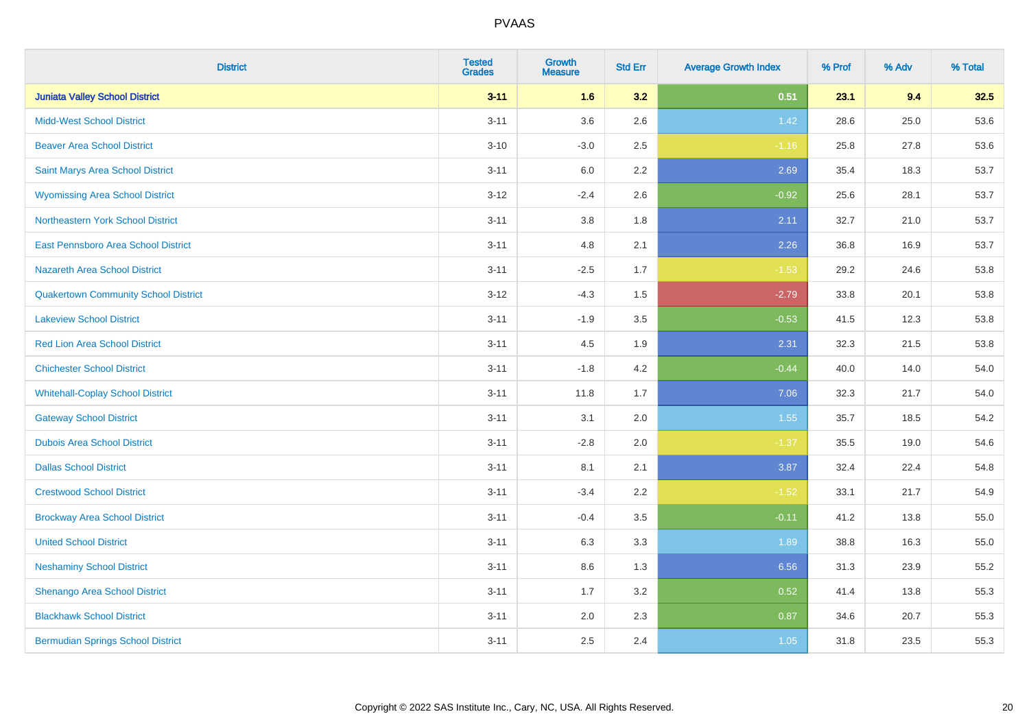| District | Tested Grades | Growth Measure | Std Err | Average Growth Index | % Prof | % Adv | % Total |
|---|---|---|---|---|---|---|---|
| **Juniata Valley School District** | **3-11** | **1.6** | **3.2** | **0.51** | **23.1** | **9.4** | **32.5** |
| Midd-West School District | 3-11 | 3.6 | 2.6 | 1.42 | 28.6 | 25.0 | 53.6 |
| Beaver Area School District | 3-10 | -3.0 | 2.5 | -1.16 | 25.8 | 27.8 | 53.6 |
| Saint Marys Area School District | 3-11 | 6.0 | 2.2 | 2.69 | 35.4 | 18.3 | 53.7 |
| Wyomissing Area School District | 3-12 | -2.4 | 2.6 | -0.92 | 25.6 | 28.1 | 53.7 |
| Northeastern York School District | 3-11 | 3.8 | 1.8 | 2.11 | 32.7 | 21.0 | 53.7 |
| East Pennsboro Area School District | 3-11 | 4.8 | 2.1 | 2.26 | 36.8 | 16.9 | 53.7 |
| Nazareth Area School District | 3-11 | -2.5 | 1.7 | -1.53 | 29.2 | 24.6 | 53.8 |
| Quakertown Community School District | 3-12 | -4.3 | 1.5 | -2.79 | 33.8 | 20.1 | 53.8 |
| Lakeview School District | 3-11 | -1.9 | 3.5 | -0.53 | 41.5 | 12.3 | 53.8 |
| Red Lion Area School District | 3-11 | 4.5 | 1.9 | 2.31 | 32.3 | 21.5 | 53.8 |
| Chichester School District | 3-11 | -1.8 | 4.2 | -0.44 | 40.0 | 14.0 | 54.0 |
| Whitehall-Coplay School District | 3-11 | 11.8 | 1.7 | 7.06 | 32.3 | 21.7 | 54.0 |
| Gateway School District | 3-11 | 3.1 | 2.0 | 1.55 | 35.7 | 18.5 | 54.2 |
| Dubois Area School District | 3-11 | -2.8 | 2.0 | -1.37 | 35.5 | 19.0 | 54.6 |
| Dallas School District | 3-11 | 8.1 | 2.1 | 3.87 | 32.4 | 22.4 | 54.8 |
| Crestwood School District | 3-11 | -3.4 | 2.2 | -1.52 | 33.1 | 21.7 | 54.9 |
| Brockway Area School District | 3-11 | -0.4 | 3.5 | -0.11 | 41.2 | 13.8 | 55.0 |
| United School District | 3-11 | 6.3 | 3.3 | 1.89 | 38.8 | 16.3 | 55.0 |
| Neshaminy School District | 3-11 | 8.6 | 1.3 | 6.56 | 31.3 | 23.9 | 55.2 |
| Shenango Area School District | 3-11 | 1.7 | 3.2 | 0.52 | 41.4 | 13.8 | 55.3 |
| Blackhawk School District | 3-11 | 2.0 | 2.3 | 0.87 | 34.6 | 20.7 | 55.3 |
| Bermudian Springs School District | 3-11 | 2.5 | 2.4 | 1.05 | 31.8 | 23.5 | 55.3 |

Copyright © 2022 SAS Institute Inc., Cary, NC, USA. All Rights Reserved.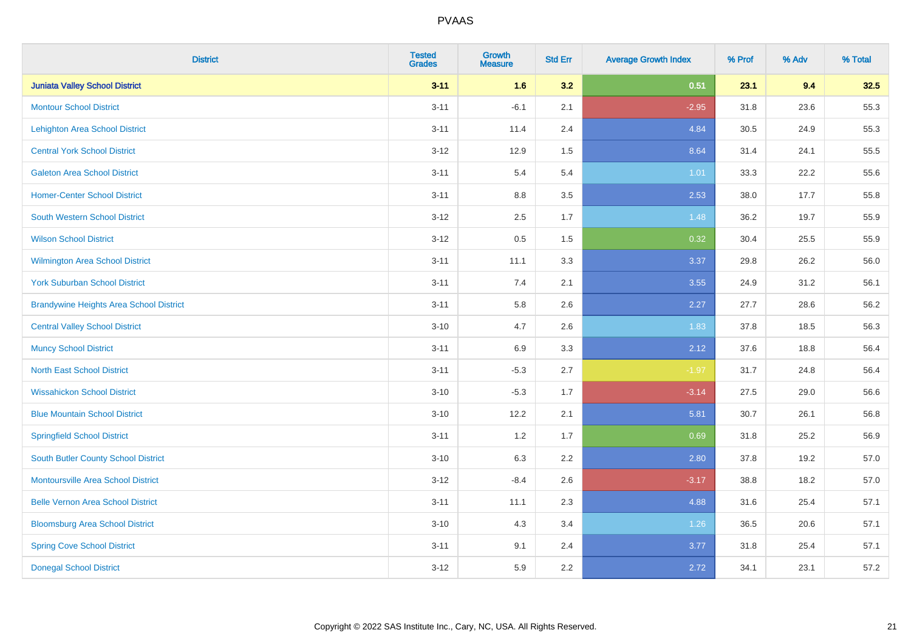# PVAAS

| District | Tested Grades | Growth Measure | Std Err | Average Growth Index | % Prof | % Adv | % Total |
|---|---|---|---|---|---|---|---|
| **Juniata Valley School District** | **3-11** | **1.6** | **3.2** | **0.51** | **23.1** | **9.4** | **32.5** |
| Montour School District | 3-11 | -6.1 | 2.1 | -2.95 | 31.8 | 23.6 | 55.3 |
| Lehighton Area School District | 3-11 | 11.4 | 2.4 | 4.84 | 30.5 | 24.9 | 55.3 |
| Central York School District | 3-12 | 12.9 | 1.5 | 8.64 | 31.4 | 24.1 | 55.5 |
| Galeton Area School District | 3-11 | 5.4 | 5.4 | 1.01 | 33.3 | 22.2 | 55.6 |
| Homer-Center School District | 3-11 | 8.8 | 3.5 | 2.53 | 38.0 | 17.7 | 55.8 |
| South Western School District | 3-12 | 2.5 | 1.7 | 1.48 | 36.2 | 19.7 | 55.9 |
| Wilson School District | 3-12 | 0.5 | 1.5 | 0.32 | 30.4 | 25.5 | 55.9 |
| Wilmington Area School District | 3-11 | 11.1 | 3.3 | 3.37 | 29.8 | 26.2 | 56.0 |
| York Suburban School District | 3-11 | 7.4 | 2.1 | 3.55 | 24.9 | 31.2 | 56.1 |
| Brandywine Heights Area School District | 3-11 | 5.8 | 2.6 | 2.27 | 27.7 | 28.6 | 56.2 |
| Central Valley School District | 3-10 | 4.7 | 2.6 | 1.83 | 37.8 | 18.5 | 56.3 |
| Muncy School District | 3-11 | 6.9 | 3.3 | 2.12 | 37.6 | 18.8 | 56.4 |
| North East School District | 3-11 | -5.3 | 2.7 | -1.97 | 31.7 | 24.8 | 56.4 |
| Wissahickon School District | 3-10 | -5.3 | 1.7 | -3.14 | 27.5 | 29.0 | 56.6 |
| Blue Mountain School District | 3-10 | 12.2 | 2.1 | 5.81 | 30.7 | 26.1 | 56.8 |
| Springfield School District | 3-11 | 1.2 | 1.7 | 0.69 | 31.8 | 25.2 | 56.9 |
| South Butler County School District | 3-10 | 6.3 | 2.2 | 2.80 | 37.8 | 19.2 | 57.0 |
| Montoursville Area School District | 3-12 | -8.4 | 2.6 | -3.17 | 38.8 | 18.2 | 57.0 |
| Belle Vernon Area School District | 3-11 | 11.1 | 2.3 | 4.88 | 31.6 | 25.4 | 57.1 |
| Bloomsburg Area School District | 3-10 | 4.3 | 3.4 | 1.26 | 36.5 | 20.6 | 57.1 |
| Spring Cove School District | 3-11 | 9.1 | 2.4 | 3.77 | 31.8 | 25.4 | 57.1 |
| Donegal School District | 3-12 | 5.9 | 2.2 | 2.72 | 34.1 | 23.1 | 57.2 |

Copyright © 2022 SAS Institute Inc., Cary, NC, USA. All Rights Reserved.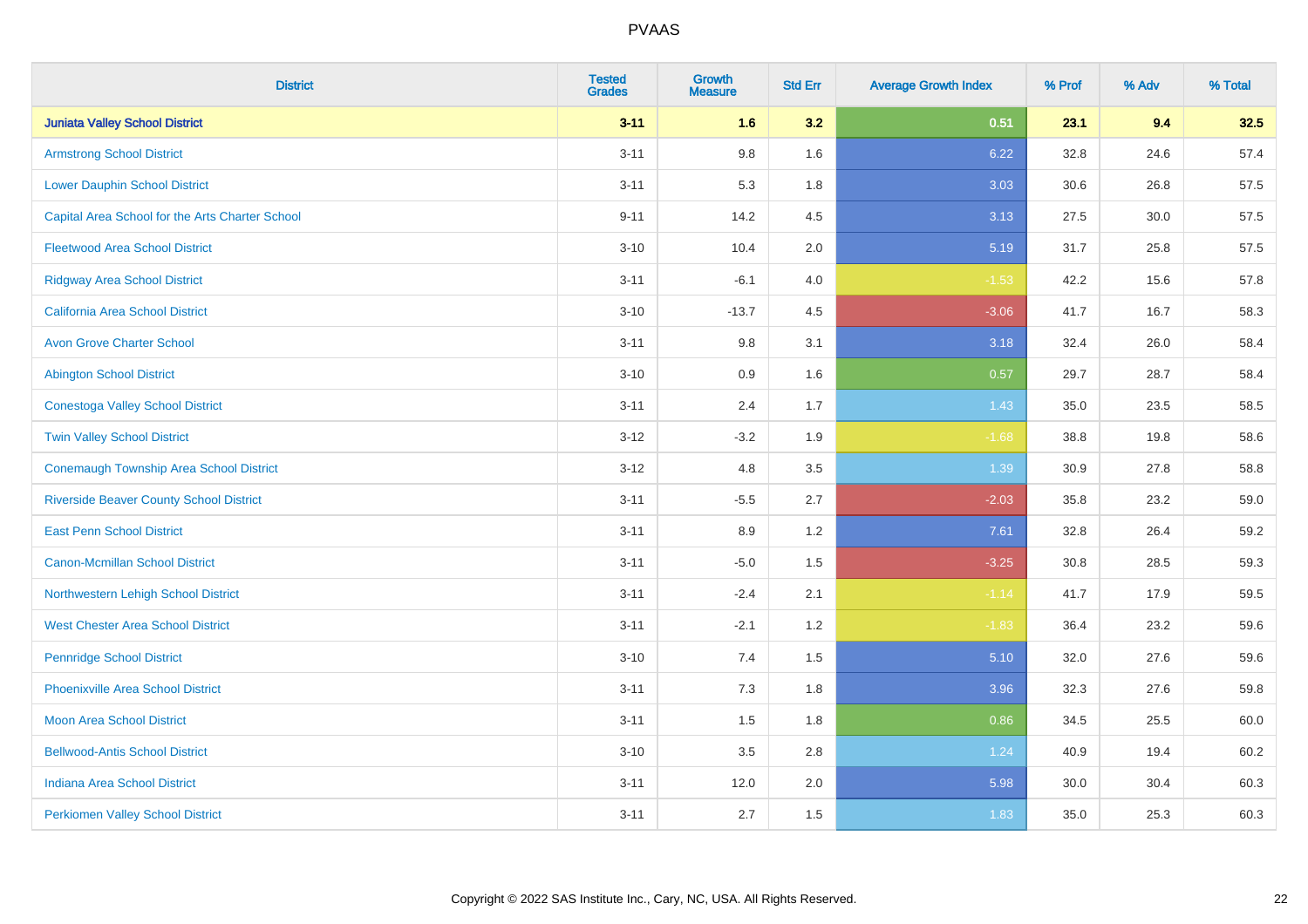# PVAAS

| District | Tested Grades | Growth Measure | Std Err | Average Growth Index | % Prof | % Adv | % Total |
|---|---|---|---|---|---|---|---|
| **Juniata Valley School District** | **3-11** | **1.6** | **3.2** | **0.51** | **23.1** | **9.4** | **32.5** |
| Armstrong School District | 3-11 | 9.8 | 1.6 | 6.22 | 32.8 | 24.6 | 57.4 |
| Lower Dauphin School District | 3-11 | 5.3 | 1.8 | 3.03 | 30.6 | 26.8 | 57.5 |
| Capital Area School for the Arts Charter School | 9-11 | 14.2 | 4.5 | 3.13 | 27.5 | 30.0 | 57.5 |
| Fleetwood Area School District | 3-10 | 10.4 | 2.0 | 5.19 | 31.7 | 25.8 | 57.5 |
| Ridgway Area School District | 3-11 | -6.1 | 4.0 | -1.53 | 42.2 | 15.6 | 57.8 |
| California Area School District | 3-10 | -13.7 | 4.5 | -3.06 | 41.7 | 16.7 | 58.3 |
| Avon Grove Charter School | 3-11 | 9.8 | 3.1 | 3.18 | 32.4 | 26.0 | 58.4 |
| Abington School District | 3-10 | 0.9 | 1.6 | 0.57 | 29.7 | 28.7 | 58.4 |
| Conestoga Valley School District | 3-11 | 2.4 | 1.7 | 1.43 | 35.0 | 23.5 | 58.5 |
| Twin Valley School District | 3-12 | -3.2 | 1.9 | -1.68 | 38.8 | 19.8 | 58.6 |
| Conemaugh Township Area School District | 3-12 | 4.8 | 3.5 | 1.39 | 30.9 | 27.8 | 58.8 |
| Riverside Beaver County School District | 3-11 | -5.5 | 2.7 | -2.03 | 35.8 | 23.2 | 59.0 |
| East Penn School District | 3-11 | 8.9 | 1.2 | 7.61 | 32.8 | 26.4 | 59.2 |
| Canon-Mcmillan School District | 3-11 | -5.0 | 1.5 | -3.25 | 30.8 | 28.5 | 59.3 |
| Northwestern Lehigh School District | 3-11 | -2.4 | 2.1 | -1.14 | 41.7 | 17.9 | 59.5 |
| West Chester Area School District | 3-11 | -2.1 | 1.2 | -1.83 | 36.4 | 23.2 | 59.6 |
| Pennridge School District | 3-10 | 7.4 | 1.5 | 5.10 | 32.0 | 27.6 | 59.6 |
| Phoenixville Area School District | 3-11 | 7.3 | 1.8 | 3.96 | 32.3 | 27.6 | 59.8 |
| Moon Area School District | 3-11 | 1.5 | 1.8 | 0.86 | 34.5 | 25.5 | 60.0 |
| Bellwood-Antis School District | 3-10 | 3.5 | 2.8 | 1.24 | 40.9 | 19.4 | 60.2 |
| Indiana Area School District | 3-11 | 12.0 | 2.0 | 5.98 | 30.0 | 30.4 | 60.3 |
| Perkiomen Valley School District | 3-11 | 2.7 | 1.5 | 1.83 | 35.0 | 25.3 | 60.3 |

Copyright © 2022 SAS Institute Inc., Cary, NC, USA. All Rights Reserved.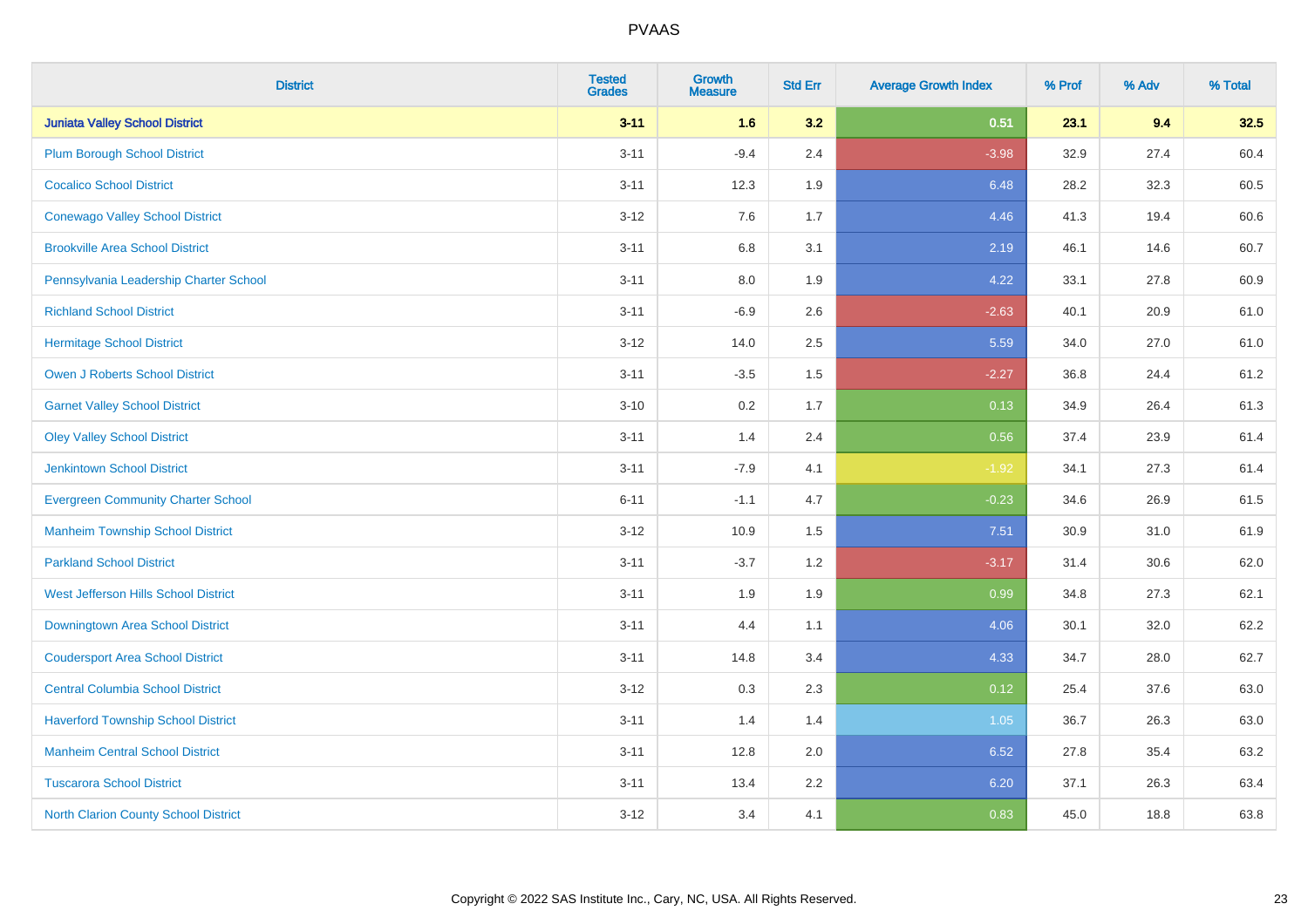# PVAAS

| District | Tested Grades | Growth Measure | Std Err | Average Growth Index | % Prof | % Adv | % Total |
|---|---|---|---|---|---|---|---|
| **Juniata Valley School District** | **3-11** | **1.6** | **3.2** | **0.51** | **23.1** | **9.4** | **32.5** |
| Plum Borough School District | 3-11 | -9.4 | 2.4 | -3.98 | 32.9 | 27.4 | 60.4 |
| Cocalico School District | 3-11 | 12.3 | 1.9 | 6.48 | 28.2 | 32.3 | 60.5 |
| Conewago Valley School District | 3-12 | 7.6 | 1.7 | 4.46 | 41.3 | 19.4 | 60.6 |
| Brookville Area School District | 3-11 | 6.8 | 3.1 | 2.19 | 46.1 | 14.6 | 60.7 |
| Pennsylvania Leadership Charter School | 3-11 | 8.0 | 1.9 | 4.22 | 33.1 | 27.8 | 60.9 |
| Richland School District | 3-11 | -6.9 | 2.6 | -2.63 | 40.1 | 20.9 | 61.0 |
| Hermitage School District | 3-12 | 14.0 | 2.5 | 5.59 | 34.0 | 27.0 | 61.0 |
| Owen J Roberts School District | 3-11 | -3.5 | 1.5 | -2.27 | 36.8 | 24.4 | 61.2 |
| Garnet Valley School District | 3-10 | 0.2 | 1.7 | 0.13 | 34.9 | 26.4 | 61.3 |
| Oley Valley School District | 3-11 | 1.4 | 2.4 | 0.56 | 37.4 | 23.9 | 61.4 |
| Jenkintown School District | 3-11 | -7.9 | 4.1 | -1.92 | 34.1 | 27.3 | 61.4 |
| Evergreen Community Charter School | 6-11 | -1.1 | 4.7 | -0.23 | 34.6 | 26.9 | 61.5 |
| Manheim Township School District | 3-12 | 10.9 | 1.5 | 7.51 | 30.9 | 31.0 | 61.9 |
| Parkland School District | 3-11 | -3.7 | 1.2 | -3.17 | 31.4 | 30.6 | 62.0 |
| West Jefferson Hills School District | 3-11 | 1.9 | 1.9 | 0.99 | 34.8 | 27.3 | 62.1 |
| Downingtown Area School District | 3-11 | 4.4 | 1.1 | 4.06 | 30.1 | 32.0 | 62.2 |
| Coudersport Area School District | 3-11 | 14.8 | 3.4 | 4.33 | 34.7 | 28.0 | 62.7 |
| Central Columbia School District | 3-12 | 0.3 | 2.3 | 0.12 | 25.4 | 37.6 | 63.0 |
| Haverford Township School District | 3-11 | 1.4 | 1.4 | 1.05 | 36.7 | 26.3 | 63.0 |
| Manheim Central School District | 3-11 | 12.8 | 2.0 | 6.52 | 27.8 | 35.4 | 63.2 |
| Tuscarora School District | 3-11 | 13.4 | 2.2 | 6.20 | 37.1 | 26.3 | 63.4 |
| North Clarion County School District | 3-12 | 3.4 | 4.1 | 0.83 | 45.0 | 18.8 | 63.8 |

Copyright © 2022 SAS Institute Inc., Cary, NC, USA. All Rights Reserved.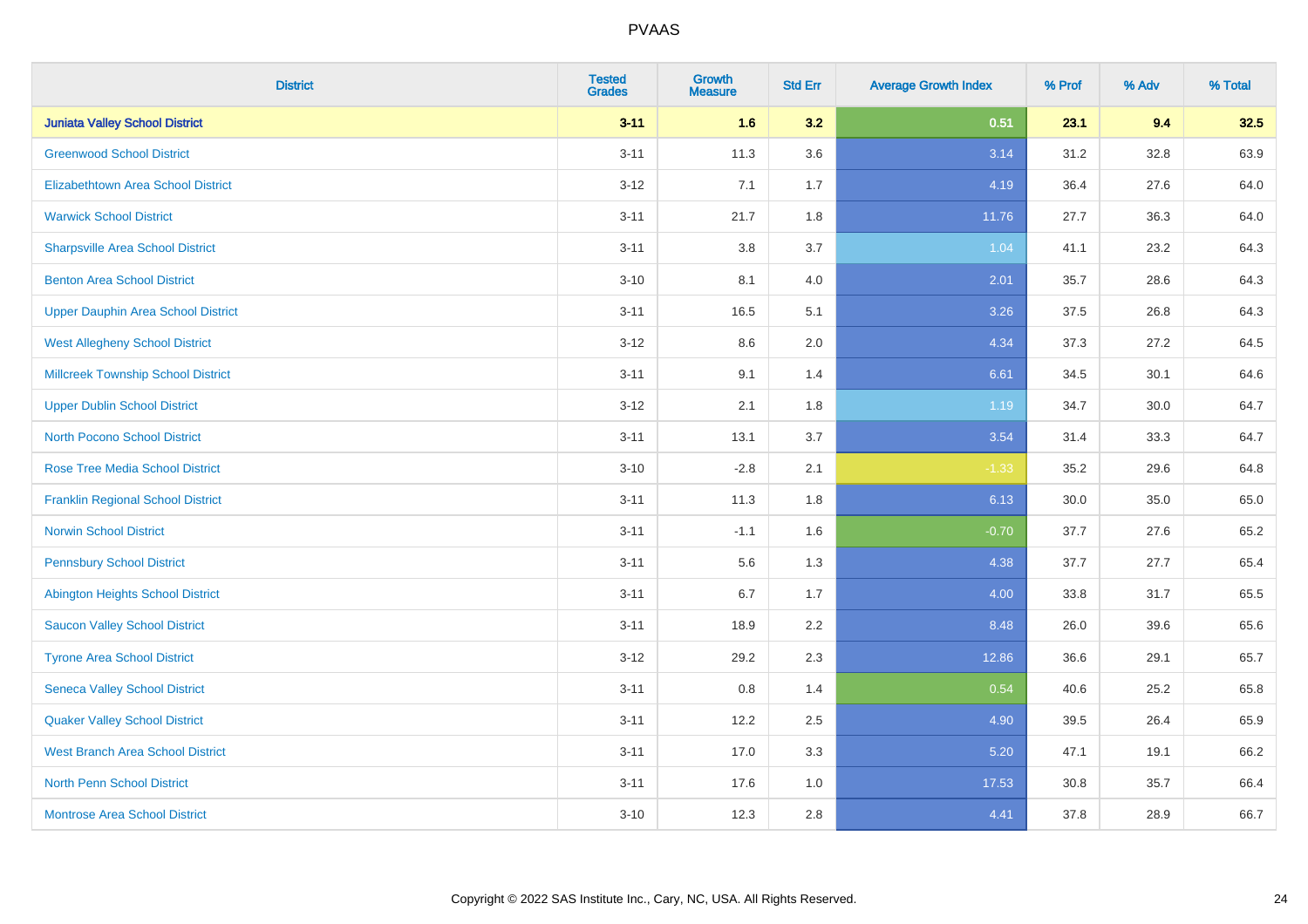# PVAAS

| District | Tested Grades | Growth Measure | Std Err | Average Growth Index | % Prof | % Adv | % Total |
|---|---|---|---|---|---|---|---|
| **Juniata Valley School District** | **3-11** | **1.6** | **3.2** | **0.51** | **23.1** | **9.4** | **32.5** |
| Greenwood School District | 3-11 | 11.3 | 3.6 | 3.14 | 31.2 | 32.8 | 63.9 |
| Elizabethtown Area School District | 3-12 | 7.1 | 1.7 | 4.19 | 36.4 | 27.6 | 64.0 |
| Warwick School District | 3-11 | 21.7 | 1.8 | 11.76 | 27.7 | 36.3 | 64.0 |
| Sharpsville Area School District | 3-11 | 3.8 | 3.7 | 1.04 | 41.1 | 23.2 | 64.3 |
| Benton Area School District | 3-10 | 8.1 | 4.0 | 2.01 | 35.7 | 28.6 | 64.3 |
| Upper Dauphin Area School District | 3-11 | 16.5 | 5.1 | 3.26 | 37.5 | 26.8 | 64.3 |
| West Allegheny School District | 3-12 | 8.6 | 2.0 | 4.34 | 37.3 | 27.2 | 64.5 |
| Millcreek Township School District | 3-11 | 9.1 | 1.4 | 6.61 | 34.5 | 30.1 | 64.6 |
| Upper Dublin School District | 3-12 | 2.1 | 1.8 | 1.19 | 34.7 | 30.0 | 64.7 |
| North Pocono School District | 3-11 | 13.1 | 3.7 | 3.54 | 31.4 | 33.3 | 64.7 |
| Rose Tree Media School District | 3-10 | -2.8 | 2.1 | -1.33 | 35.2 | 29.6 | 64.8 |
| Franklin Regional School District | 3-11 | 11.3 | 1.8 | 6.13 | 30.0 | 35.0 | 65.0 |
| Norwin School District | 3-11 | -1.1 | 1.6 | -0.70 | 37.7 | 27.6 | 65.2 |
| Pennsbury School District | 3-11 | 5.6 | 1.3 | 4.38 | 37.7 | 27.7 | 65.4 |
| Abington Heights School District | 3-11 | 6.7 | 1.7 | 4.00 | 33.8 | 31.7 | 65.5 |
| Saucon Valley School District | 3-11 | 18.9 | 2.2 | 8.48 | 26.0 | 39.6 | 65.6 |
| Tyrone Area School District | 3-12 | 29.2 | 2.3 | 12.86 | 36.6 | 29.1 | 65.7 |
| Seneca Valley School District | 3-11 | 0.8 | 1.4 | 0.54 | 40.6 | 25.2 | 65.8 |
| Quaker Valley School District | 3-11 | 12.2 | 2.5 | 4.90 | 39.5 | 26.4 | 65.9 |
| West Branch Area School District | 3-11 | 17.0 | 3.3 | 5.20 | 47.1 | 19.1 | 66.2 |
| North Penn School District | 3-11 | 17.6 | 1.0 | 17.53 | 30.8 | 35.7 | 66.4 |
| Montrose Area School District | 3-10 | 12.3 | 2.8 | 4.41 | 37.8 | 28.9 | 66.7 |

Copyright © 2022 SAS Institute Inc., Cary, NC, USA. All Rights Reserved.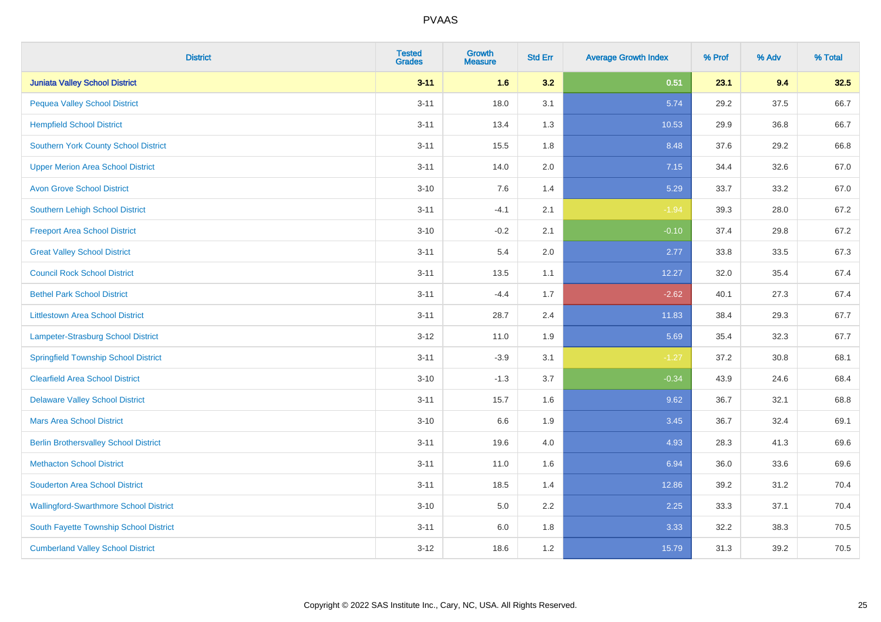| District | Tested Grades | Growth Measure | Std Err | Average Growth Index | % Prof | % Adv | % Total |
|---|---|---|---|---|---|---|---|
| **Juniata Valley School District** | **3-11** | **1.6** | **3.2** | **0.51** | **23.1** | **9.4** | **32.5** |
| Pequea Valley School District | 3-11 | 18.0 | 3.1 | 5.74 | 29.2 | 37.5 | 66.7 |
| Hempfield School District | 3-11 | 13.4 | 1.3 | 10.53 | 29.9 | 36.8 | 66.7 |
| Southern York County School District | 3-11 | 15.5 | 1.8 | 8.48 | 37.6 | 29.2 | 66.8 |
| Upper Merion Area School District | 3-11 | 14.0 | 2.0 | 7.15 | 34.4 | 32.6 | 67.0 |
| Avon Grove School District | 3-10 | 7.6 | 1.4 | 5.29 | 33.7 | 33.2 | 67.0 |
| Southern Lehigh School District | 3-11 | -4.1 | 2.1 | -1.94 | 39.3 | 28.0 | 67.2 |
| Freeport Area School District | 3-10 | -0.2 | 2.1 | -0.10 | 37.4 | 29.8 | 67.2 |
| Great Valley School District | 3-11 | 5.4 | 2.0 | 2.77 | 33.8 | 33.5 | 67.3 |
| Council Rock School District | 3-11 | 13.5 | 1.1 | 12.27 | 32.0 | 35.4 | 67.4 |
| Bethel Park School District | 3-11 | -4.4 | 1.7 | -2.62 | 40.1 | 27.3 | 67.4 |
| Littlestown Area School District | 3-11 | 28.7 | 2.4 | 11.83 | 38.4 | 29.3 | 67.7 |
| Lampeter-Strasburg School District | 3-12 | 11.0 | 1.9 | 5.69 | 35.4 | 32.3 | 67.7 |
| Springfield Township School District | 3-11 | -3.9 | 3.1 | -1.27 | 37.2 | 30.8 | 68.1 |
| Clearfield Area School District | 3-10 | -1.3 | 3.7 | -0.34 | 43.9 | 24.6 | 68.4 |
| Delaware Valley School District | 3-11 | 15.7 | 1.6 | 9.62 | 36.7 | 32.1 | 68.8 |
| Mars Area School District | 3-10 | 6.6 | 1.9 | 3.45 | 36.7 | 32.4 | 69.1 |
| Berlin Brothersvalley School District | 3-11 | 19.6 | 4.0 | 4.93 | 28.3 | 41.3 | 69.6 |
| Methacton School District | 3-11 | 11.0 | 1.6 | 6.94 | 36.0 | 33.6 | 69.6 |
| Souderton Area School District | 3-11 | 18.5 | 1.4 | 12.86 | 39.2 | 31.2 | 70.4 |
| Wallingford-Swarthmore School District | 3-10 | 5.0 | 2.2 | 2.25 | 33.3 | 37.1 | 70.4 |
| South Fayette Township School District | 3-11 | 6.0 | 1.8 | 3.33 | 32.2 | 38.3 | 70.5 |
| Cumberland Valley School District | 3-12 | 18.6 | 1.2 | 15.79 | 31.3 | 39.2 | 70.5 |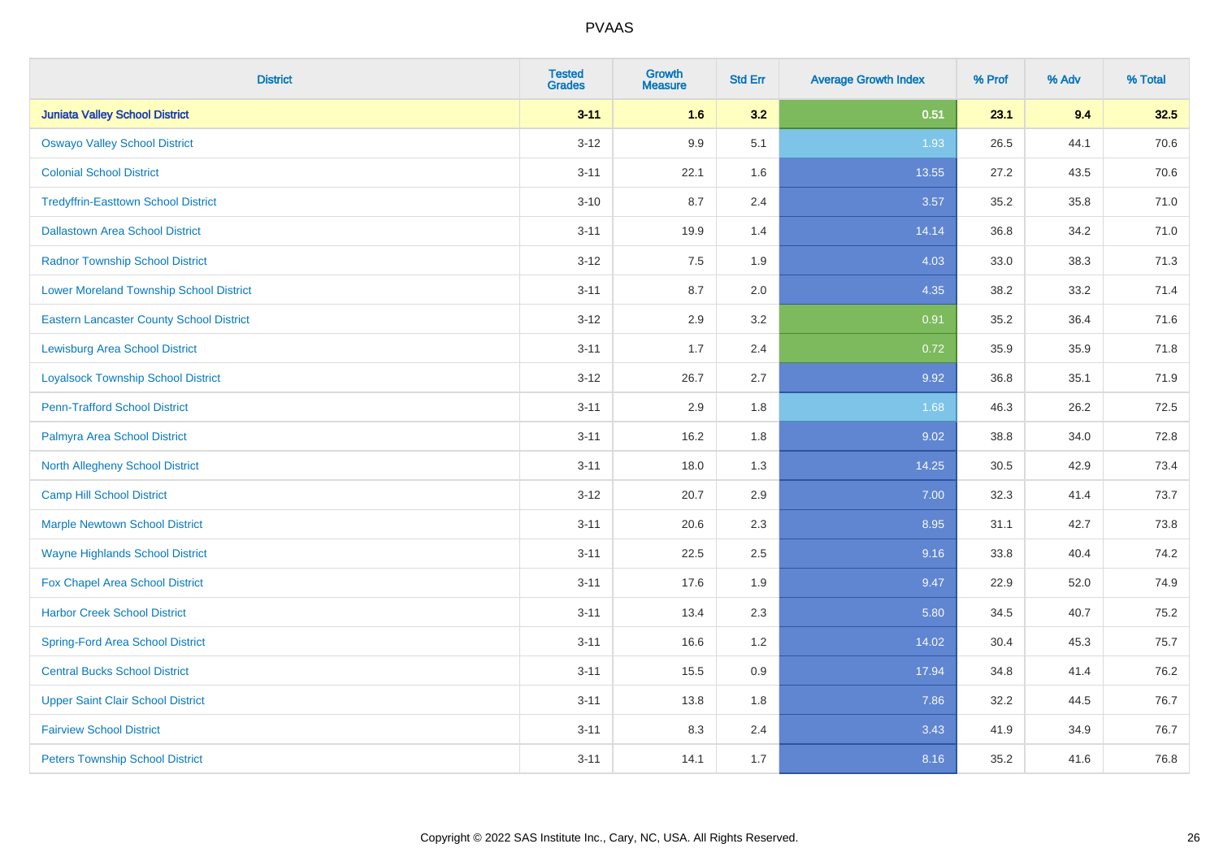# PVAAS

| District | Tested Grades | Growth Measure | Std Err | Average Growth Index | % Prof | % Adv | % Total |
|---|---|---|---|---|---|---|---|
| **Juniata Valley School District** | **3-11** | **1.6** | **3.2** | **0.51** | **23.1** | **9.4** | **32.5** |
| Oswayo Valley School District | 3-12 | 9.9 | 5.1 | 1.93 | 26.5 | 44.1 | 70.6 |
| Colonial School District | 3-11 | 22.1 | 1.6 | 13.55 | 27.2 | 43.5 | 70.6 |
| Tredyffrin-Easttown School District | 3-10 | 8.7 | 2.4 | 3.57 | 35.2 | 35.8 | 71.0 |
| Dallastown Area School District | 3-11 | 19.9 | 1.4 | 14.14 | 36.8 | 34.2 | 71.0 |
| Radnor Township School District | 3-12 | 7.5 | 1.9 | 4.03 | 33.0 | 38.3 | 71.3 |
| Lower Moreland Township School District | 3-11 | 8.7 | 2.0 | 4.35 | 38.2 | 33.2 | 71.4 |
| Eastern Lancaster County School District | 3-12 | 2.9 | 3.2 | 0.91 | 35.2 | 36.4 | 71.6 |
| Lewisburg Area School District | 3-11 | 1.7 | 2.4 | 0.72 | 35.9 | 35.9 | 71.8 |
| Loyalsock Township School District | 3-12 | 26.7 | 2.7 | 9.92 | 36.8 | 35.1 | 71.9 |
| Penn-Trafford School District | 3-11 | 2.9 | 1.8 | 1.68 | 46.3 | 26.2 | 72.5 |
| Palmyra Area School District | 3-11 | 16.2 | 1.8 | 9.02 | 38.8 | 34.0 | 72.8 |
| North Allegheny School District | 3-11 | 18.0 | 1.3 | 14.25 | 30.5 | 42.9 | 73.4 |
| Camp Hill School District | 3-12 | 20.7 | 2.9 | 7.00 | 32.3 | 41.4 | 73.7 |
| Marple Newtown School District | 3-11 | 20.6 | 2.3 | 8.95 | 31.1 | 42.7 | 73.8 |
| Wayne Highlands School District | 3-11 | 22.5 | 2.5 | 9.16 | 33.8 | 40.4 | 74.2 |
| Fox Chapel Area School District | 3-11 | 17.6 | 1.9 | 9.47 | 22.9 | 52.0 | 74.9 |
| Harbor Creek School District | 3-11 | 13.4 | 2.3 | 5.80 | 34.5 | 40.7 | 75.2 |
| Spring-Ford Area School District | 3-11 | 16.6 | 1.2 | 14.02 | 30.4 | 45.3 | 75.7 |
| Central Bucks School District | 3-11 | 15.5 | 0.9 | 17.94 | 34.8 | 41.4 | 76.2 |
| Upper Saint Clair School District | 3-11 | 13.8 | 1.8 | 7.86 | 32.2 | 44.5 | 76.7 |
| Fairview School District | 3-11 | 8.3 | 2.4 | 3.43 | 41.9 | 34.9 | 76.7 |
| Peters Township School District | 3-11 | 14.1 | 1.7 | 8.16 | 35.2 | 41.6 | 76.8 |

Copyright © 2022 SAS Institute Inc., Cary, NC, USA. All Rights Reserved.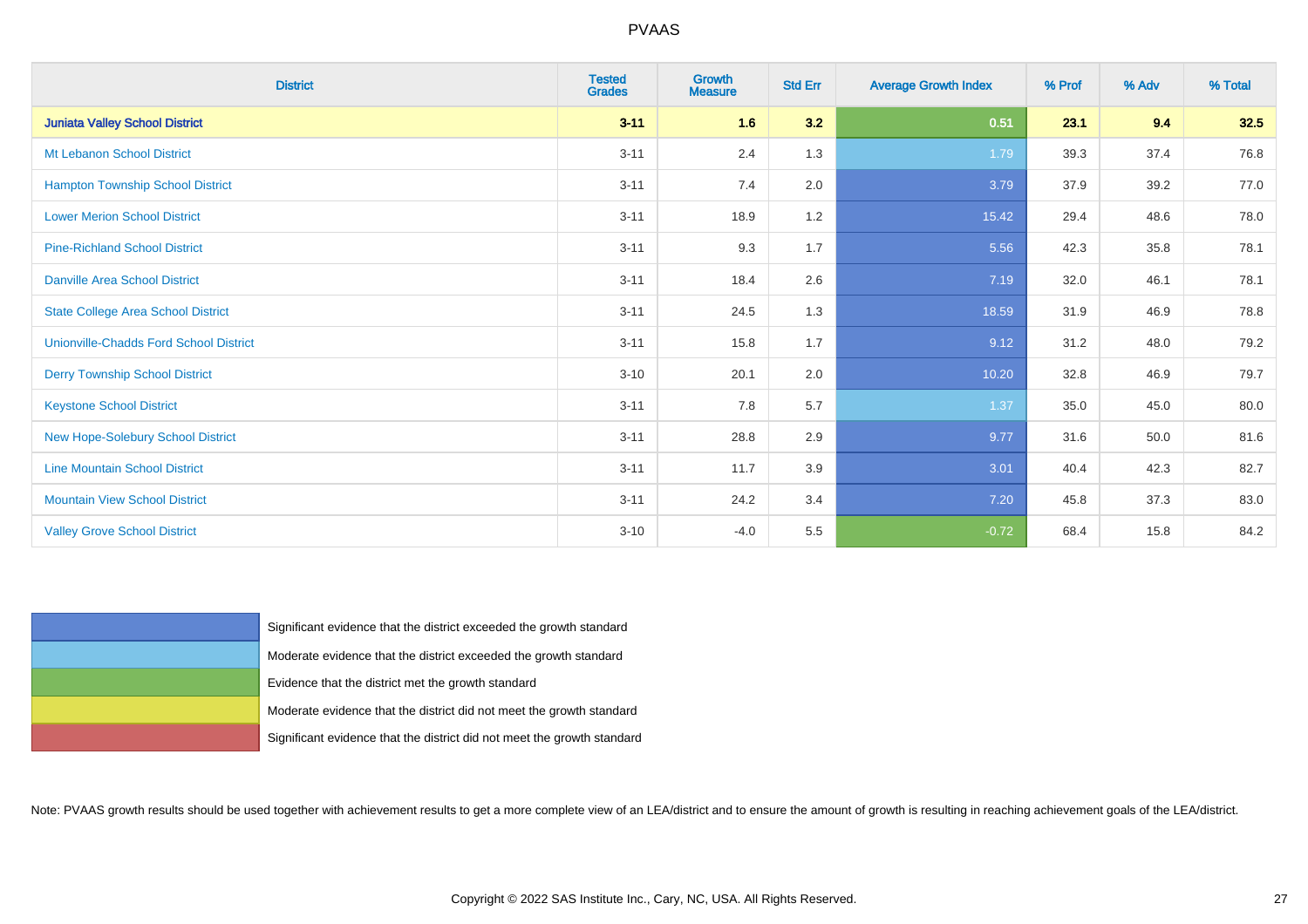PVAAS

| District | Tested Grades | Growth Measure | Std Err | Average Growth Index | % Prof | % Adv | % Total |
|---|---|---|---|---|---|---|---|
| **Juniata Valley School District** | **3-11** | **1.6** | **3.2** | **0.51** | **23.1** | **9.4** | **32.5** |
| Mt Lebanon School District | 3-11 | 2.4 | 1.3 | 1.79 | 39.3 | 37.4 | 76.8 |
| Hampton Township School District | 3-11 | 7.4 | 2.0 | 3.79 | 37.9 | 39.2 | 77.0 |
| Lower Merion School District | 3-11 | 18.9 | 1.2 | 15.42 | 29.4 | 48.6 | 78.0 |
| Pine-Richland School District | 3-11 | 9.3 | 1.7 | 5.56 | 42.3 | 35.8 | 78.1 |
| Danville Area School District | 3-11 | 18.4 | 2.6 | 7.19 | 32.0 | 46.1 | 78.1 |
| State College Area School District | 3-11 | 24.5 | 1.3 | 18.59 | 31.9 | 46.9 | 78.8 |
| Unionville-Chadds Ford School District | 3-11 | 15.8 | 1.7 | 9.12 | 31.2 | 48.0 | 79.2 |
| Derry Township School District | 3-10 | 20.1 | 2.0 | 10.20 | 32.8 | 46.9 | 79.7 |
| Keystone School District | 3-11 | 7.8 | 5.7 | 1.37 | 35.0 | 45.0 | 80.0 |
| New Hope-Solebury School District | 3-11 | 28.8 | 2.9 | 9.77 | 31.6 | 50.0 | 81.6 |
| Line Mountain School District | 3-11 | 11.7 | 3.9 | 3.01 | 40.4 | 42.3 | 82.7 |
| Mountain View School District | 3-11 | 24.2 | 3.4 | 7.20 | 45.8 | 37.3 | 83.0 |
| Valley Grove School District | 3-10 | -4.0 | 5.5 | -0.72 | 68.4 | 15.8 | 84.2 |

- Significant evidence that the district exceeded the growth standard
- Moderate evidence that the district exceeded the growth standard
- Evidence that the district met the growth standard
- Moderate evidence that the district did not meet the growth standard
- Significant evidence that the district did not meet the growth standard

Note: PVAAS growth results should be used together with achievement results to get a more complete view of an LEA/district and to ensure the amount of growth is resulting in reaching achievement goals of the LEA/district.

Copyright © 2022 SAS Institute Inc., Cary, NC, USA. All Rights Reserved.